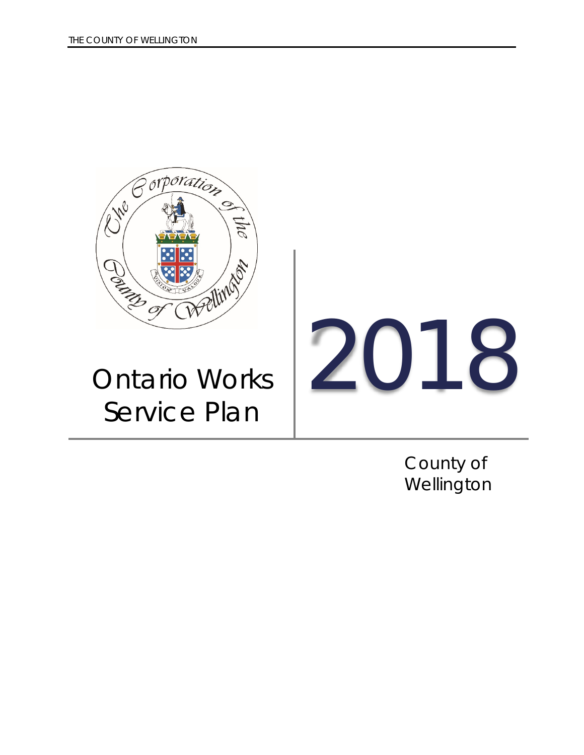# Ontario Works Service Plan

# 2018

County of Wellington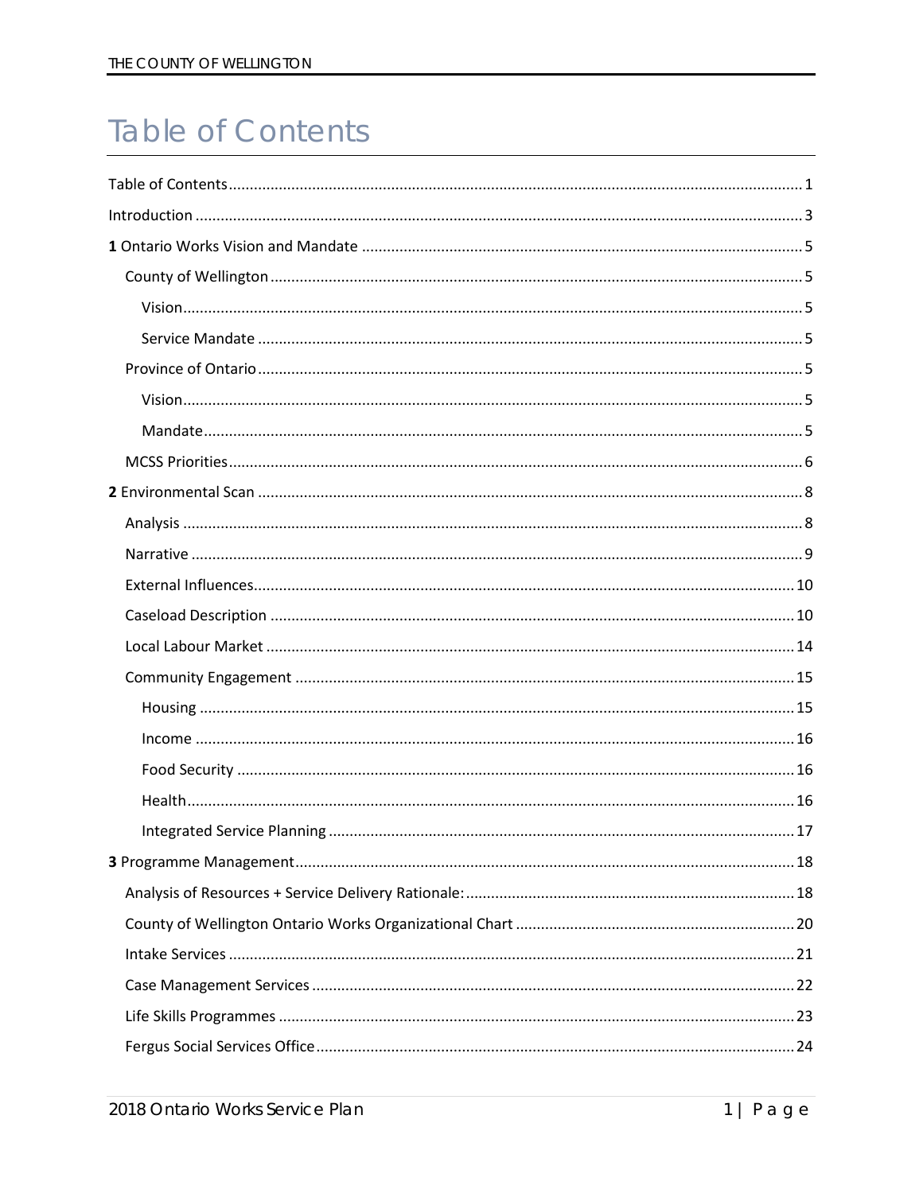# Table of Contents

Table of Contents ........................................................................................................................ 1

Introduction ................................................................................................................................ 3

**1** Ontario Works Vision and Mandate ........................................................................................ 5

- County of Wellington ............................................................................................................. 5
  - Vision .................................................................................................................................. 5
  - Service Mandate ................................................................................................................. 5
- Province of Ontario ................................................................................................................ 5
  - Vision .................................................................................................................................. 5
  - Mandate .............................................................................................................................. 5
- MCSS Priorities ........................................................................................................................ 6

**2** Environmental Scan ................................................................................................................ 8

- Analysis .................................................................................................................................. 8
- Narrative ................................................................................................................................. 9
- External Influences ................................................................................................................ 10
- Caseload Description ............................................................................................................ 10
- Local Labour Market ............................................................................................................. 14
- Community Engagement ...................................................................................................... 15
  - Housing ............................................................................................................................. 15
  - Income .............................................................................................................................. 16
  - Food Security .................................................................................................................... 16
  - Health ................................................................................................................................ 16
  - Integrated Service Planning .............................................................................................. 17

**3** Programme Management ...................................................................................................... 18

- Analysis of Resources + Service Delivery Rationale: .............................................................. 18
- County of Wellington Ontario Works Organizational Chart .................................................. 20
- Intake Services ...................................................................................................................... 21
- Case Management Services ................................................................................................... 22
- Life Skills Programmes .......................................................................................................... 23
- Fergus Social Services Office ................................................................................................. 24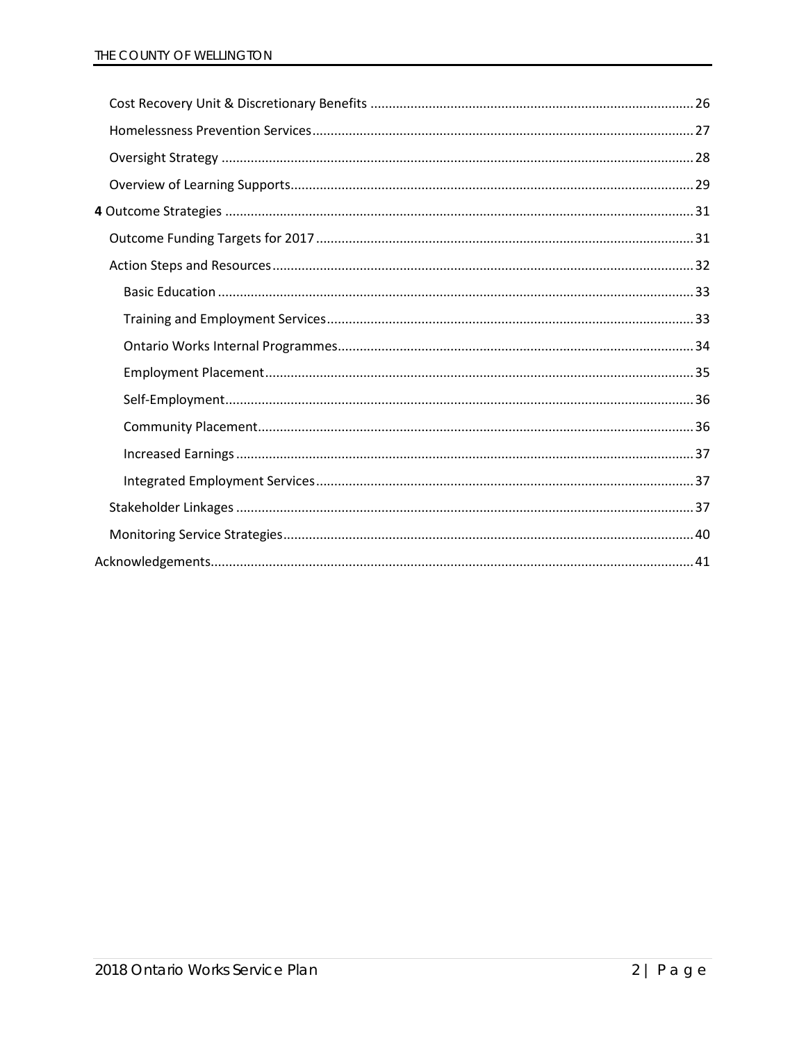- Cost Recovery Unit & Discretionary Benefits ........ 26
- Homelessness Prevention Services ........ 27
- Oversight Strategy ........ 28
- Overview of Learning Supports ........ 29

**4** Outcome Strategies ........ 31

- Outcome Funding Targets for 2017 ........ 31
- Action Steps and Resources ........ 32
  - Basic Education ........ 33
  - Training and Employment Services ........ 33
  - Ontario Works Internal Programmes ........ 34
  - Employment Placement ........ 35
  - Self-Employment ........ 36
  - Community Placement ........ 36
  - Increased Earnings ........ 37
  - Integrated Employment Services ........ 37
- Stakeholder Linkages ........ 37
- Monitoring Service Strategies ........ 40

Acknowledgements ........ 41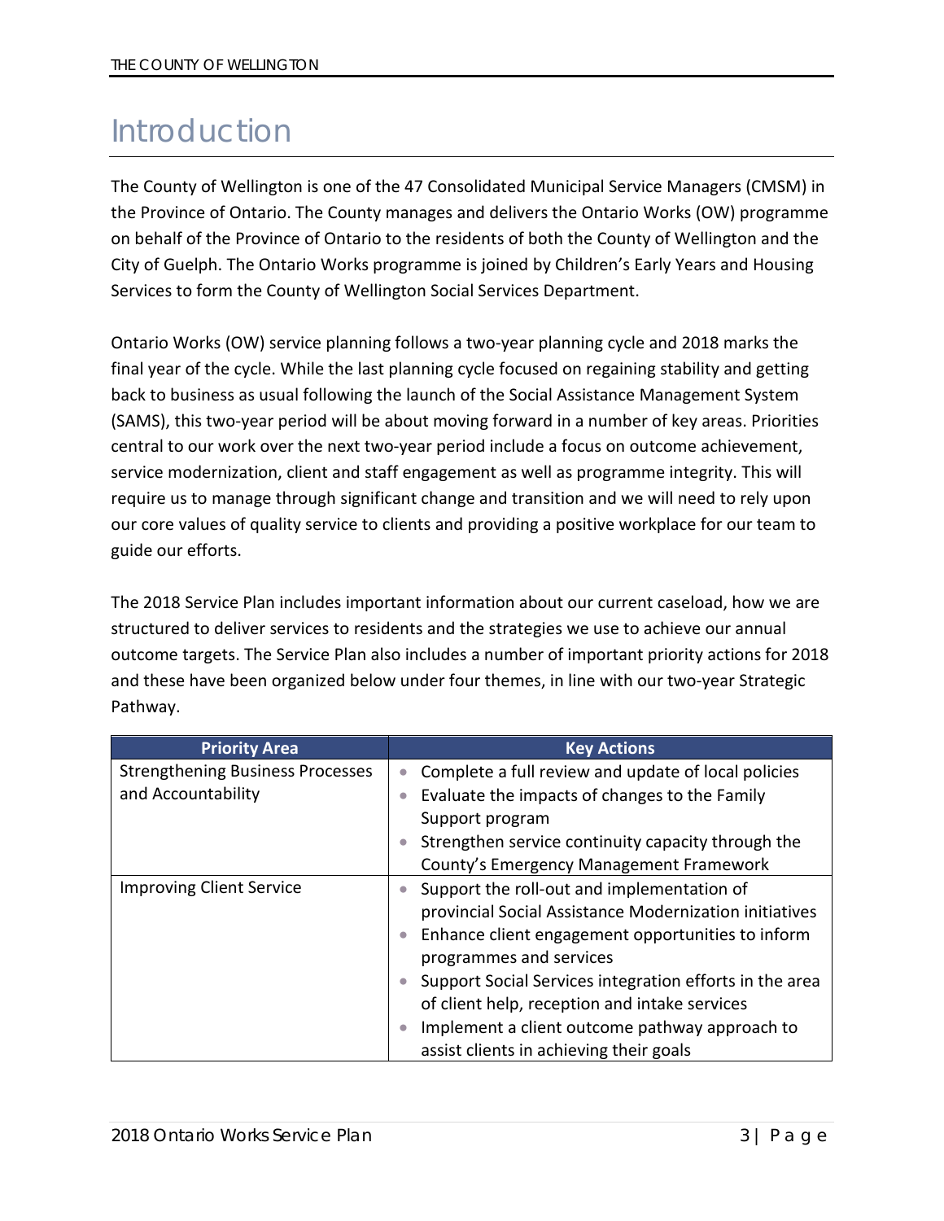# Introduction

The County of Wellington is one of the 47 Consolidated Municipal Service Managers (CMSM) in the Province of Ontario. The County manages and delivers the Ontario Works (OW) programme on behalf of the Province of Ontario to the residents of both the County of Wellington and the City of Guelph. The Ontario Works programme is joined by Children's Early Years and Housing Services to form the County of Wellington Social Services Department.

Ontario Works (OW) service planning follows a two-year planning cycle and 2018 marks the final year of the cycle. While the last planning cycle focused on regaining stability and getting back to business as usual following the launch of the Social Assistance Management System (SAMS), this two-year period will be about moving forward in a number of key areas. Priorities central to our work over the next two-year period include a focus on outcome achievement, service modernization, client and staff engagement as well as programme integrity. This will require us to manage through significant change and transition and we will need to rely upon our core values of quality service to clients and providing a positive workplace for our team to guide our efforts.

The 2018 Service Plan includes important information about our current caseload, how we are structured to deliver services to residents and the strategies we use to achieve our annual outcome targets. The Service Plan also includes a number of important priority actions for 2018 and these have been organized below under four themes, in line with our two-year Strategic Pathway.

| Priority Area | Key Actions |
|---|---|
| Strengthening Business Processes and Accountability | • Complete a full review and update of local policies<br>• Evaluate the impacts of changes to the Family Support program<br>• Strengthen service continuity capacity through the County's Emergency Management Framework |
| Improving Client Service | • Support the roll-out and implementation of provincial Social Assistance Modernization initiatives<br>• Enhance client engagement opportunities to inform programmes and services<br>• Support Social Services integration efforts in the area of client help, reception and intake services<br>• Implement a client outcome pathway approach to assist clients in achieving their goals |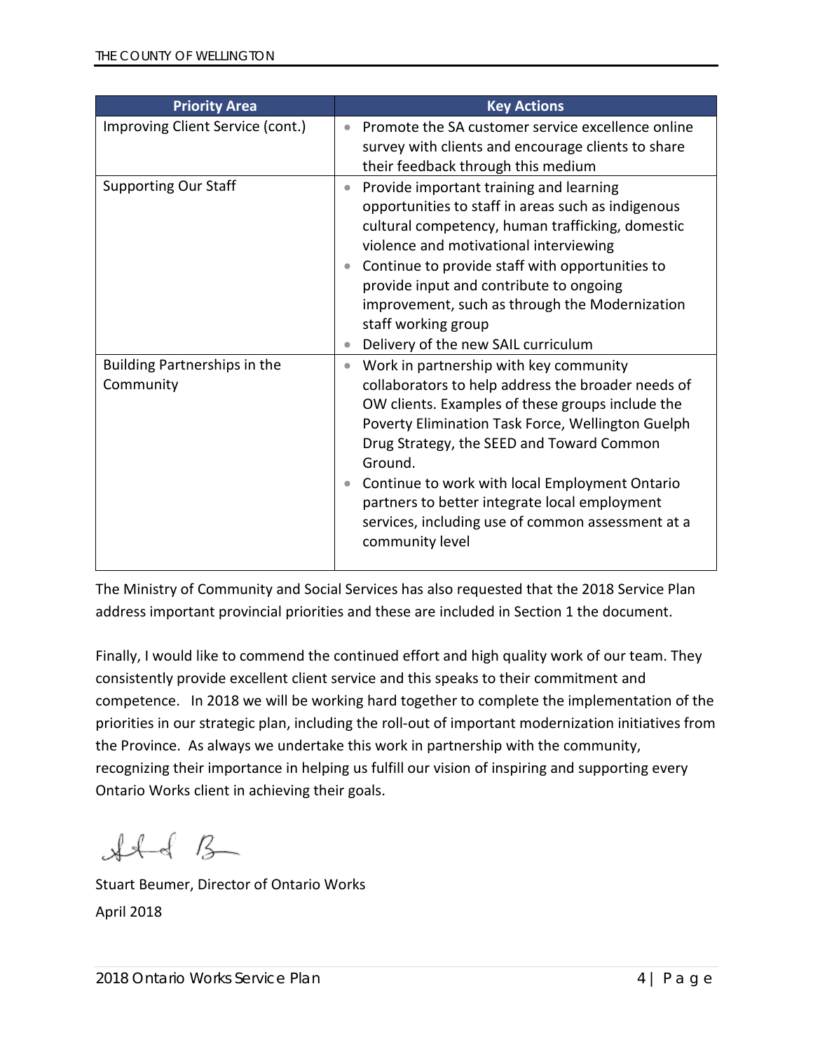| Priority Area | Key Actions |
|---|---|
| Improving Client Service (cont.) | • Promote the SA customer service excellence online survey with clients and encourage clients to share their feedback through this medium |
| Supporting Our Staff | • Provide important training and learning opportunities to staff in areas such as indigenous cultural competency, human trafficking, domestic violence and motivational interviewing<br>• Continue to provide staff with opportunities to provide input and contribute to ongoing improvement, such as through the Modernization staff working group<br>• Delivery of the new SAIL curriculum |
| Building Partnerships in the Community | • Work in partnership with key community collaborators to help address the broader needs of OW clients. Examples of these groups include the Poverty Elimination Task Force, Wellington Guelph Drug Strategy, the SEED and Toward Common Ground.<br>• Continue to work with local Employment Ontario partners to better integrate local employment services, including use of common assessment at a community level |

The Ministry of Community and Social Services has also requested that the 2018 Service Plan address important provincial priorities and these are included in Section 1 the document.

Finally, I would like to commend the continued effort and high quality work of our team. They consistently provide excellent client service and this speaks to their commitment and competence. In 2018 we will be working hard together to complete the implementation of the priorities in our strategic plan, including the roll-out of important modernization initiatives from the Province. As always we undertake this work in partnership with the community, recognizing their importance in helping us fulfill our vision of inspiring and supporting every Ontario Works client in achieving their goals.

Stuart Beumer, Director of Ontario Works

April 2018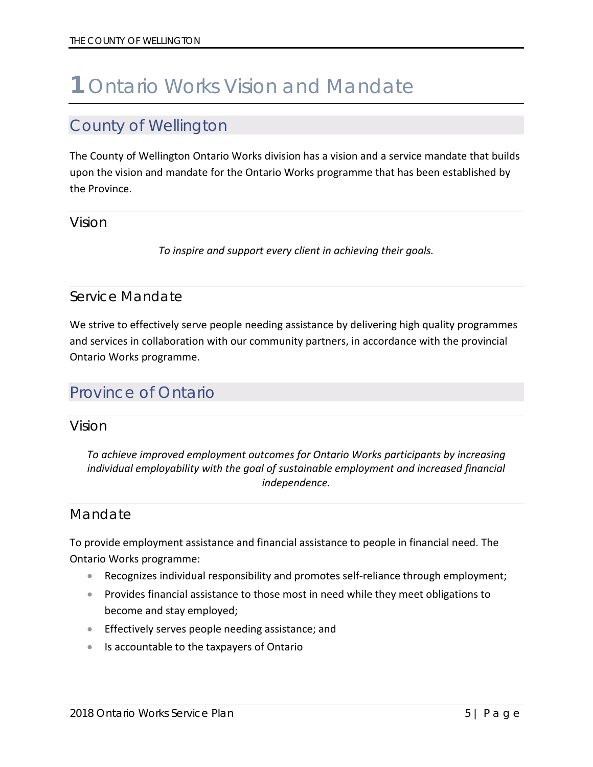# 1 Ontario Works Vision and Mandate

## County of Wellington

The County of Wellington Ontario Works division has a vision and a service mandate that builds upon the vision and mandate for the Ontario Works programme that has been established by the Province.

### Vision

*To inspire and support every client in achieving their goals.*

### Service Mandate

We strive to effectively serve people needing assistance by delivering high quality programmes and services in collaboration with our community partners, in accordance with the provincial Ontario Works programme.

## Province of Ontario

### Vision

*To achieve improved employment outcomes for Ontario Works participants by increasing individual employability with the goal of sustainable employment and increased financial independence.*

### Mandate

To provide employment assistance and financial assistance to people in financial need. The Ontario Works programme:

- Recognizes individual responsibility and promotes self-reliance through employment;
- Provides financial assistance to those most in need while they meet obligations to become and stay employed;
- Effectively serves people needing assistance; and
- Is accountable to the taxpayers of Ontario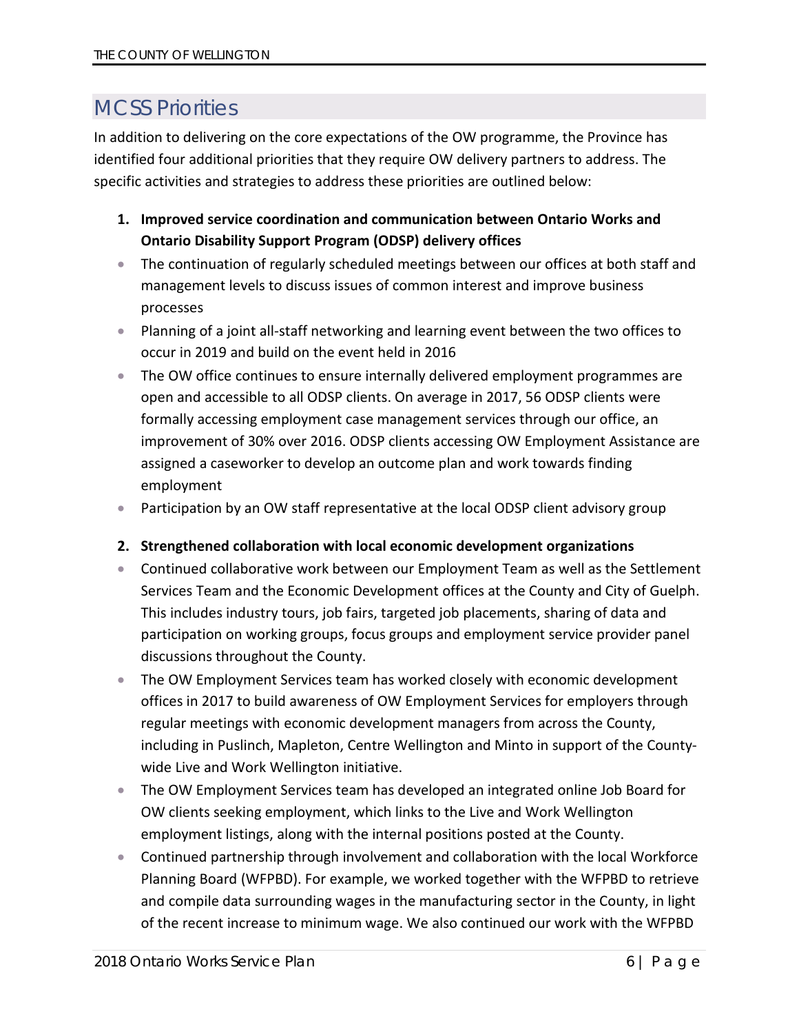## MCSS Priorities

In addition to delivering on the core expectations of the OW programme, the Province has identified four additional priorities that they require OW delivery partners to address. The specific activities and strategies to address these priorities are outlined below:

1. **Improved service coordination and communication between Ontario Works and Ontario Disability Support Program (ODSP) delivery offices**

- The continuation of regularly scheduled meetings between our offices at both staff and management levels to discuss issues of common interest and improve business processes
- Planning of a joint all-staff networking and learning event between the two offices to occur in 2019 and build on the event held in 2016
- The OW office continues to ensure internally delivered employment programmes are open and accessible to all ODSP clients. On average in 2017, 56 ODSP clients were formally accessing employment case management services through our office, an improvement of 30% over 2016. ODSP clients accessing OW Employment Assistance are assigned a caseworker to develop an outcome plan and work towards finding employment
- Participation by an OW staff representative at the local ODSP client advisory group

2. **Strengthened collaboration with local economic development organizations**

- Continued collaborative work between our Employment Team as well as the Settlement Services Team and the Economic Development offices at the County and City of Guelph. This includes industry tours, job fairs, targeted job placements, sharing of data and participation on working groups, focus groups and employment service provider panel discussions throughout the County.
- The OW Employment Services team has worked closely with economic development offices in 2017 to build awareness of OW Employment Services for employers through regular meetings with economic development managers from across the County, including in Puslinch, Mapleton, Centre Wellington and Minto in support of the County-wide Live and Work Wellington initiative.
- The OW Employment Services team has developed an integrated online Job Board for OW clients seeking employment, which links to the Live and Work Wellington employment listings, along with the internal positions posted at the County.
- Continued partnership through involvement and collaboration with the local Workforce Planning Board (WFPBD). For example, we worked together with the WFPBD to retrieve and compile data surrounding wages in the manufacturing sector in the County, in light of the recent increase to minimum wage. We also continued our work with the WFPBD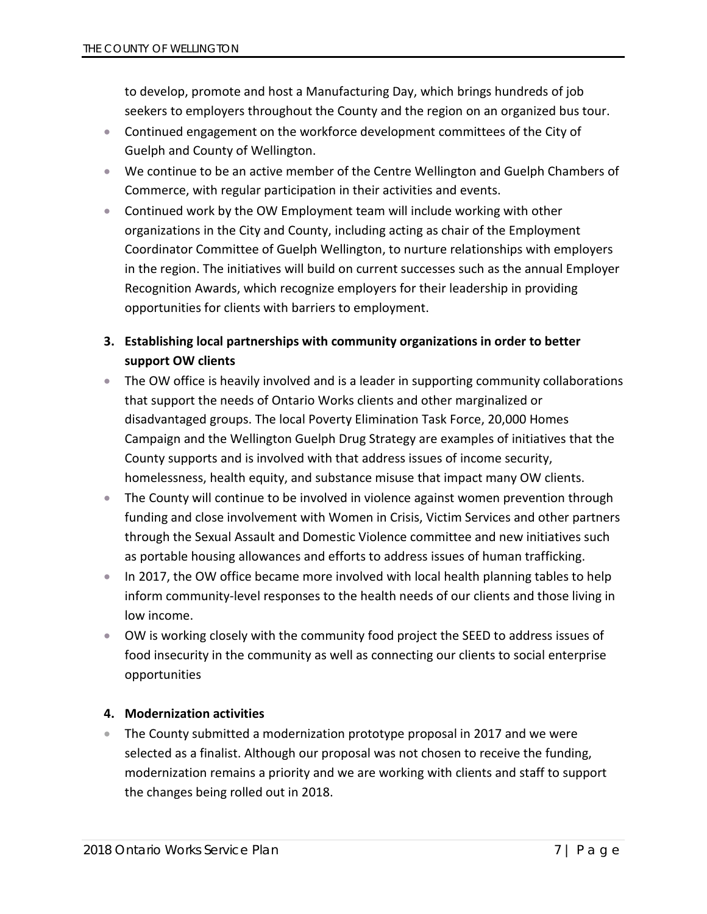to develop, promote and host a Manufacturing Day, which brings hundreds of job seekers to employers throughout the County and the region on an organized bus tour.

- Continued engagement on the workforce development committees of the City of Guelph and County of Wellington.
- We continue to be an active member of the Centre Wellington and Guelph Chambers of Commerce, with regular participation in their activities and events.
- Continued work by the OW Employment team will include working with other organizations in the City and County, including acting as chair of the Employment Coordinator Committee of Guelph Wellington, to nurture relationships with employers in the region. The initiatives will build on current successes such as the annual Employer Recognition Awards, which recognize employers for their leadership in providing opportunities for clients with barriers to employment.

**3. Establishing local partnerships with community organizations in order to better support OW clients**

- The OW office is heavily involved and is a leader in supporting community collaborations that support the needs of Ontario Works clients and other marginalized or disadvantaged groups. The local Poverty Elimination Task Force, 20,000 Homes Campaign and the Wellington Guelph Drug Strategy are examples of initiatives that the County supports and is involved with that address issues of income security, homelessness, health equity, and substance misuse that impact many OW clients.
- The County will continue to be involved in violence against women prevention through funding and close involvement with Women in Crisis, Victim Services and other partners through the Sexual Assault and Domestic Violence committee and new initiatives such as portable housing allowances and efforts to address issues of human trafficking.
- In 2017, the OW office became more involved with local health planning tables to help inform community-level responses to the health needs of our clients and those living in low income.
- OW is working closely with the community food project the SEED to address issues of food insecurity in the community as well as connecting our clients to social enterprise opportunities

**4. Modernization activities**

- The County submitted a modernization prototype proposal in 2017 and we were selected as a finalist. Although our proposal was not chosen to receive the funding, modernization remains a priority and we are working with clients and staff to support the changes being rolled out in 2018.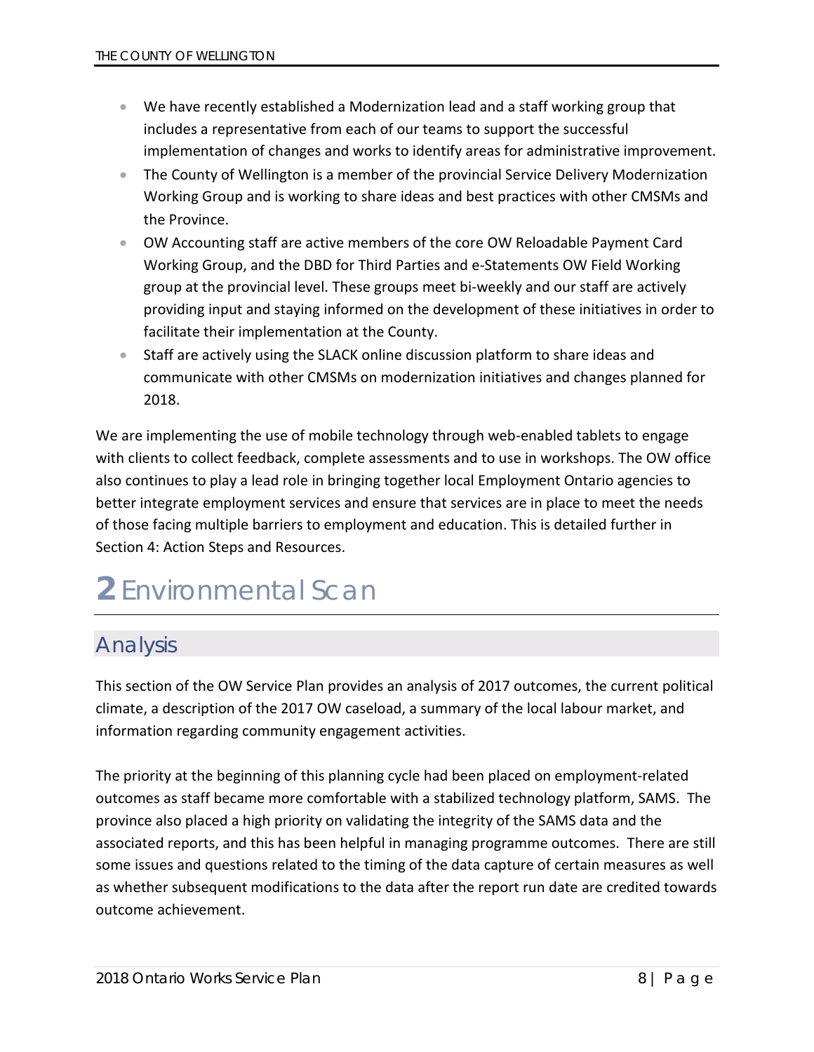- We have recently established a Modernization lead and a staff working group that includes a representative from each of our teams to support the successful implementation of changes and works to identify areas for administrative improvement.
- The County of Wellington is a member of the provincial Service Delivery Modernization Working Group and is working to share ideas and best practices with other CMSMs and the Province.
- OW Accounting staff are active members of the core OW Reloadable Payment Card Working Group, and the DBD for Third Parties and e-Statements OW Field Working group at the provincial level. These groups meet bi-weekly and our staff are actively providing input and staying informed on the development of these initiatives in order to facilitate their implementation at the County.
- Staff are actively using the SLACK online discussion platform to share ideas and communicate with other CMSMs on modernization initiatives and changes planned for 2018.

We are implementing the use of mobile technology through web-enabled tablets to engage with clients to collect feedback, complete assessments and to use in workshops. The OW office also continues to play a lead role in bringing together local Employment Ontario agencies to better integrate employment services and ensure that services are in place to meet the needs of those facing multiple barriers to employment and education. This is detailed further in Section 4: Action Steps and Resources.

# 2 Environmental Scan

## Analysis

This section of the OW Service Plan provides an analysis of 2017 outcomes, the current political climate, a description of the 2017 OW caseload, a summary of the local labour market, and information regarding community engagement activities.

The priority at the beginning of this planning cycle had been placed on employment-related outcomes as staff became more comfortable with a stabilized technology platform, SAMS. The province also placed a high priority on validating the integrity of the SAMS data and the associated reports, and this has been helpful in managing programme outcomes. There are still some issues and questions related to the timing of the data capture of certain measures as well as whether subsequent modifications to the data after the report run date are credited towards outcome achievement.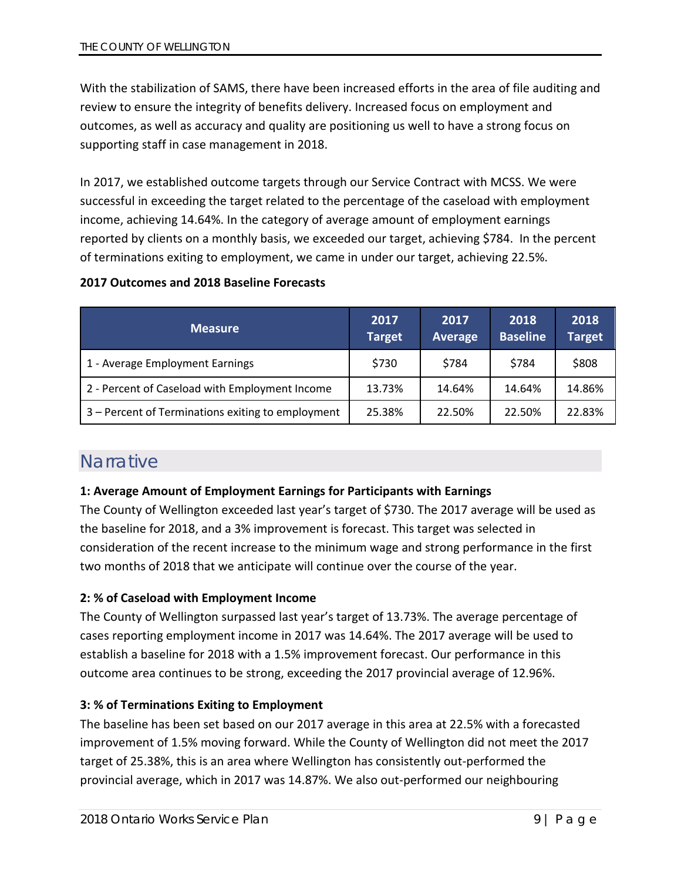With the stabilization of SAMS, there have been increased efforts in the area of file auditing and review to ensure the integrity of benefits delivery. Increased focus on employment and outcomes, as well as accuracy and quality are positioning us well to have a strong focus on supporting staff in case management in 2018.

In 2017, we established outcome targets through our Service Contract with MCSS. We were successful in exceeding the target related to the percentage of the caseload with employment income, achieving 14.64%. In the category of average amount of employment earnings reported by clients on a monthly basis, we exceeded our target, achieving $784. In the percent of terminations exiting to employment, we came in under our target, achieving 22.5%.

**2017 Outcomes and 2018 Baseline Forecasts**

| Measure | 2017 Target | 2017 Average | 2018 Baseline | 2018 Target |
|---|---|---|---|---|
| 1 - Average Employment Earnings | $730 | $784 | $784 | $808 |
| 2 - Percent of Caseload with Employment Income | 13.73% | 14.64% | 14.64% | 14.86% |
| 3 – Percent of Terminations exiting to employment | 25.38% | 22.50% | 22.50% | 22.83% |

## Narrative

**1: Average Amount of Employment Earnings for Participants with Earnings**

The County of Wellington exceeded last year's target of $730. The 2017 average will be used as the baseline for 2018, and a 3% improvement is forecast. This target was selected in consideration of the recent increase to the minimum wage and strong performance in the first two months of 2018 that we anticipate will continue over the course of the year.

**2: % of Caseload with Employment Income**

The County of Wellington surpassed last year's target of 13.73%. The average percentage of cases reporting employment income in 2017 was 14.64%. The 2017 average will be used to establish a baseline for 2018 with a 1.5% improvement forecast. Our performance in this outcome area continues to be strong, exceeding the 2017 provincial average of 12.96%.

**3: % of Terminations Exiting to Employment**

The baseline has been set based on our 2017 average in this area at 22.5% with a forecasted improvement of 1.5% moving forward. While the County of Wellington did not meet the 2017 target of 25.38%, this is an area where Wellington has consistently out-performed the provincial average, which in 2017 was 14.87%. We also out-performed our neighbouring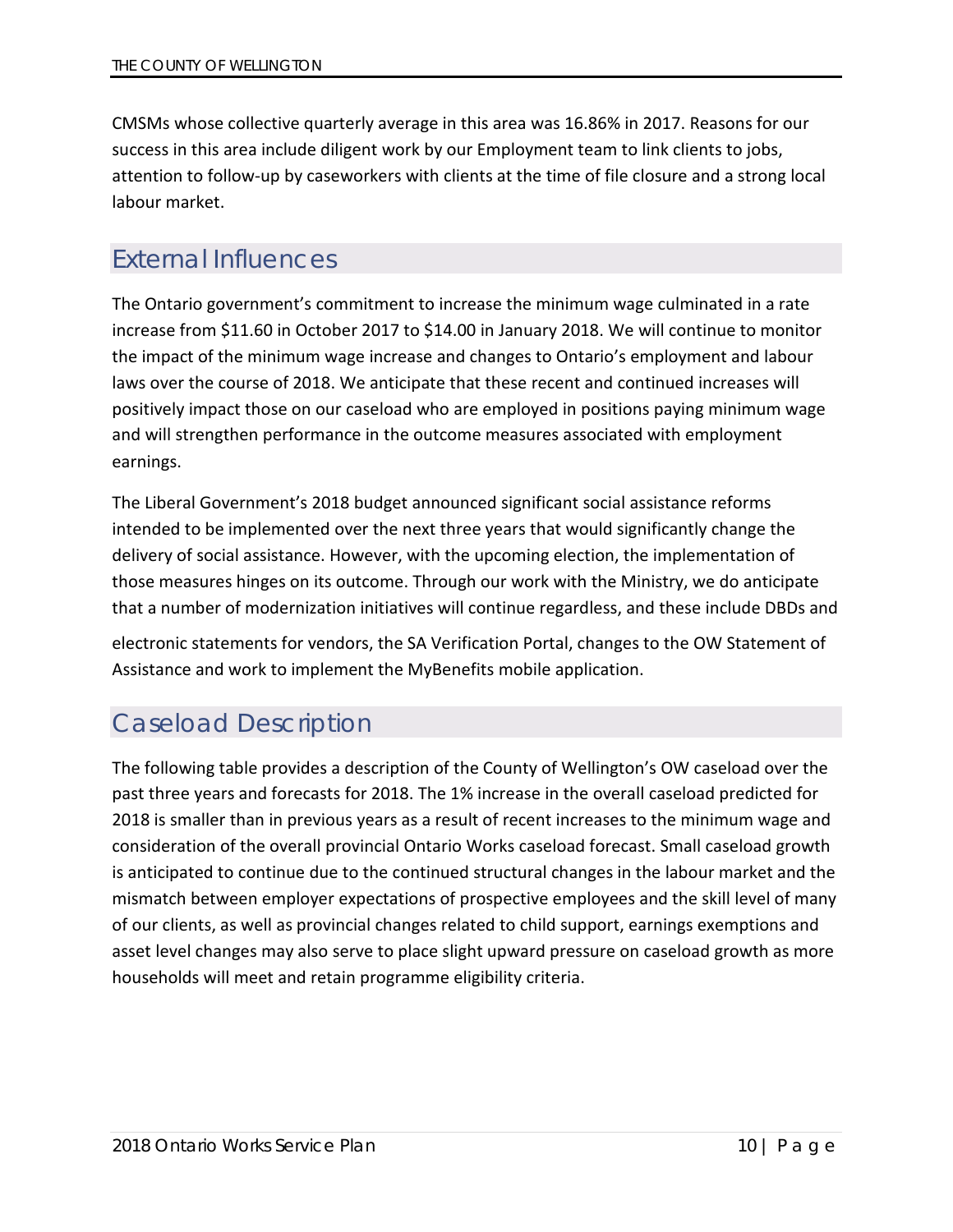CMSMs whose collective quarterly average in this area was 16.86% in 2017. Reasons for our success in this area include diligent work by our Employment team to link clients to jobs, attention to follow-up by caseworkers with clients at the time of file closure and a strong local labour market.

## External Influences

The Ontario government's commitment to increase the minimum wage culminated in a rate increase from $11.60 in October 2017 to $14.00 in January 2018. We will continue to monitor the impact of the minimum wage increase and changes to Ontario's employment and labour laws over the course of 2018. We anticipate that these recent and continued increases will positively impact those on our caseload who are employed in positions paying minimum wage and will strengthen performance in the outcome measures associated with employment earnings.

The Liberal Government's 2018 budget announced significant social assistance reforms intended to be implemented over the next three years that would significantly change the delivery of social assistance. However, with the upcoming election, the implementation of those measures hinges on its outcome. Through our work with the Ministry, we do anticipate that a number of modernization initiatives will continue regardless, and these include DBDs and electronic statements for vendors, the SA Verification Portal, changes to the OW Statement of Assistance and work to implement the MyBenefits mobile application.

## Caseload Description

The following table provides a description of the County of Wellington's OW caseload over the past three years and forecasts for 2018. The 1% increase in the overall caseload predicted for 2018 is smaller than in previous years as a result of recent increases to the minimum wage and consideration of the overall provincial Ontario Works caseload forecast. Small caseload growth is anticipated to continue due to the continued structural changes in the labour market and the mismatch between employer expectations of prospective employees and the skill level of many of our clients, as well as provincial changes related to child support, earnings exemptions and asset level changes may also serve to place slight upward pressure on caseload growth as more households will meet and retain programme eligibility criteria.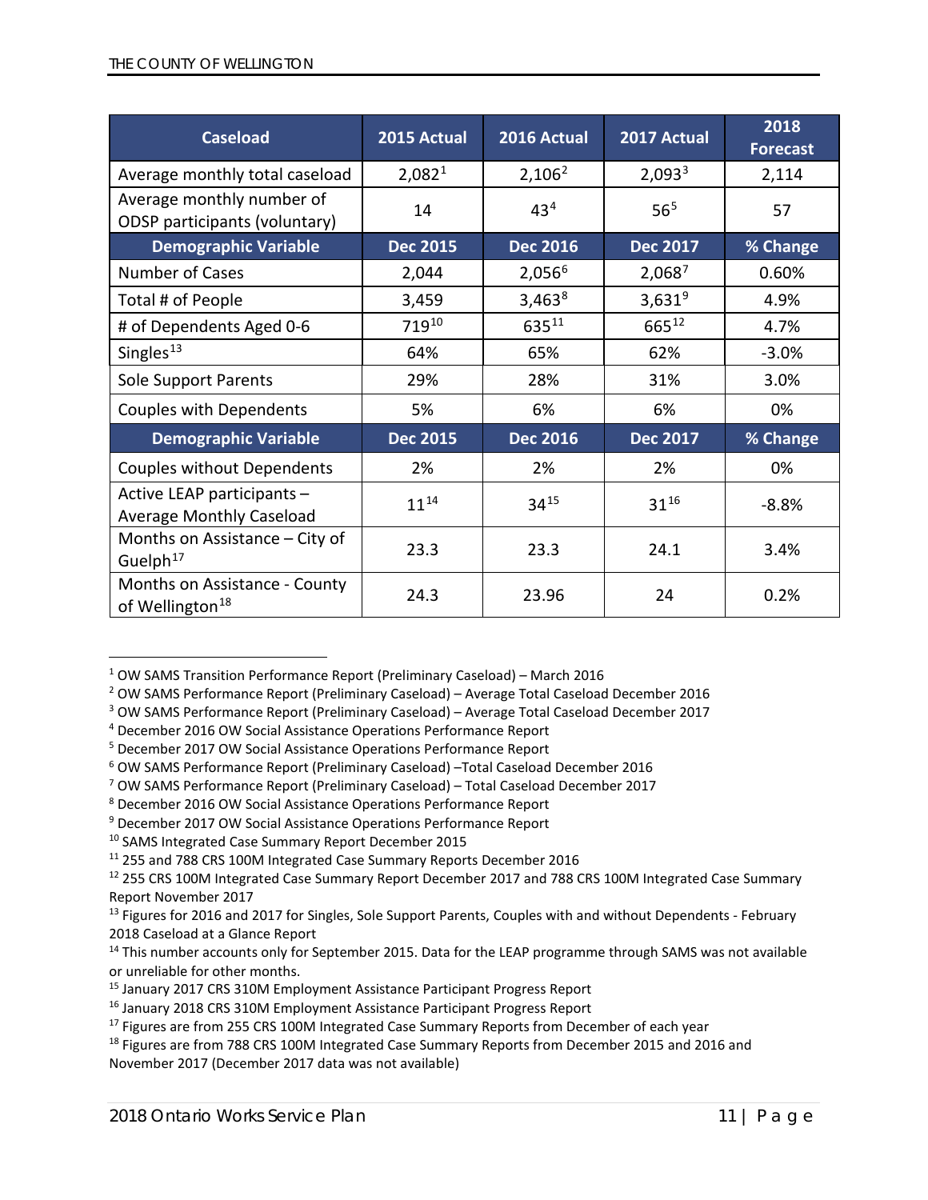| Caseload | 2015 Actual | 2016 Actual | 2017 Actual | 2018 Forecast |
|---|---|---|---|---|
| Average monthly total caseload | 2,082[1] | 2,106[2] | 2,093[3] | 2,114 |
| Average monthly number of ODSP participants (voluntary) | 14 | 43[4] | 56[5] | 57 |
| **Demographic Variable** | **Dec 2015** | **Dec 2016** | **Dec 2017** | **% Change** |
| Number of Cases | 2,044 | 2,056[6] | 2,068[7] | 0.60% |
| Total # of People | 3,459 | 3,463[8] | 3,631[9] | 4.9% |
| # of Dependents Aged 0-6 | 719[10] | 635[11] | 665[12] | 4.7% |
| Singles[13] | 64% | 65% | 62% | -3.0% |
| Sole Support Parents | 29% | 28% | 31% | 3.0% |
| Couples with Dependents | 5% | 6% | 6% | 0% |
| **Demographic Variable** | **Dec 2015** | **Dec 2016** | **Dec 2017** | **% Change** |
| Couples without Dependents | 2% | 2% | 2% | 0% |
| Active LEAP participants – Average Monthly Caseload | 11[14] | 34[15] | 31[16] | -8.8% |
| Months on Assistance – City of Guelph[17] | 23.3 | 23.3 | 24.1 | 3.4% |
| Months on Assistance - County of Wellington[18] | 24.3 | 23.96 | 24 | 0.2% |

[1] OW SAMS Transition Performance Report (Preliminary Caseload) – March 2016

[2] OW SAMS Performance Report (Preliminary Caseload) – Average Total Caseload December 2016

[3] OW SAMS Performance Report (Preliminary Caseload) – Average Total Caseload December 2017

[4] December 2016 OW Social Assistance Operations Performance Report

[5] December 2017 OW Social Assistance Operations Performance Report

[6] OW SAMS Performance Report (Preliminary Caseload) –Total Caseload December 2016

[7] OW SAMS Performance Report (Preliminary Caseload) – Total Caseload December 2017

[8] December 2016 OW Social Assistance Operations Performance Report

[9] December 2017 OW Social Assistance Operations Performance Report

[10] SAMS Integrated Case Summary Report December 2015

[11] 255 and 788 CRS 100M Integrated Case Summary Reports December 2016

[12] 255 CRS 100M Integrated Case Summary Report December 2017 and 788 CRS 100M Integrated Case Summary Report November 2017

[13] Figures for 2016 and 2017 for Singles, Sole Support Parents, Couples with and without Dependents - February 2018 Caseload at a Glance Report

[14] This number accounts only for September 2015. Data for the LEAP programme through SAMS was not available or unreliable for other months.

[15] January 2017 CRS 310M Employment Assistance Participant Progress Report

[16] January 2018 CRS 310M Employment Assistance Participant Progress Report

[17] Figures are from 255 CRS 100M Integrated Case Summary Reports from December of each year

[18] Figures are from 788 CRS 100M Integrated Case Summary Reports from December 2015 and 2016 and November 2017 (December 2017 data was not available)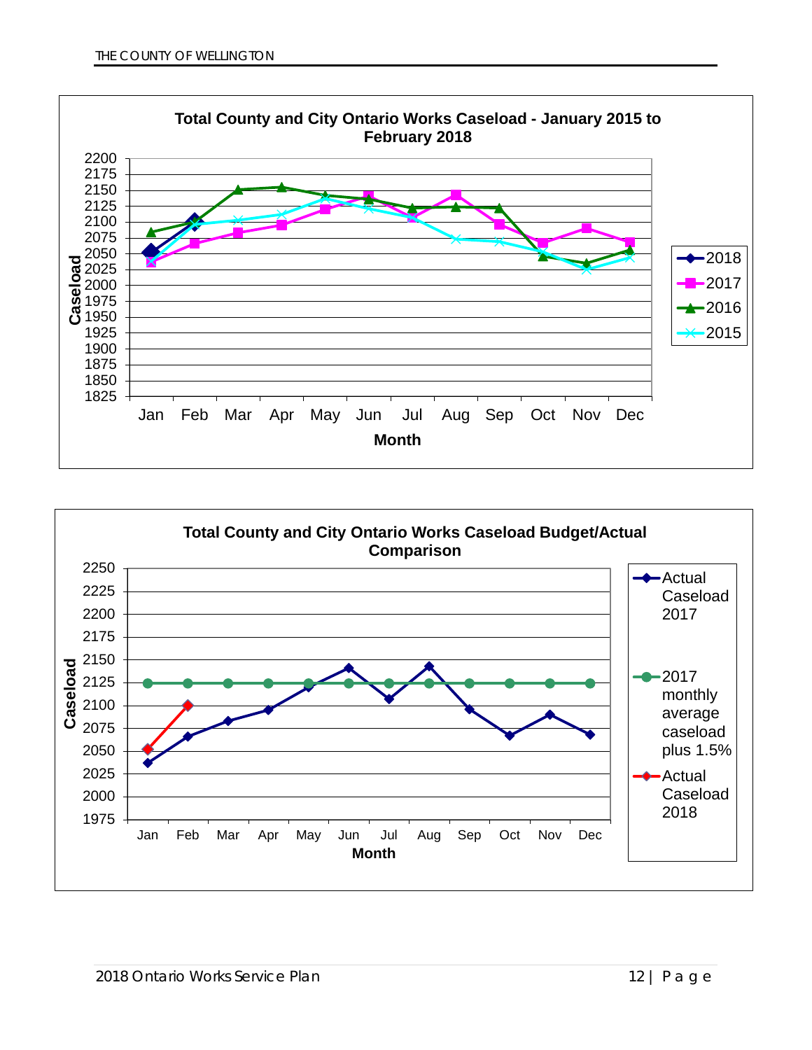**Total County and City Ontario Works Caseload - January 2015 to February 2018**

Caseload (y-axis, 1825–2200) by Month (Jan–Dec); series: 2018, 2017, 2016, 2015

**Total County and City Ontario Works Caseload Budget/Actual Comparison**

Caseload (y-axis, 1975–2250) by Month (Jan–Dec); series: Actual Caseload 2017, 2017 monthly average caseload plus 1.5%, Actual Caseload 2018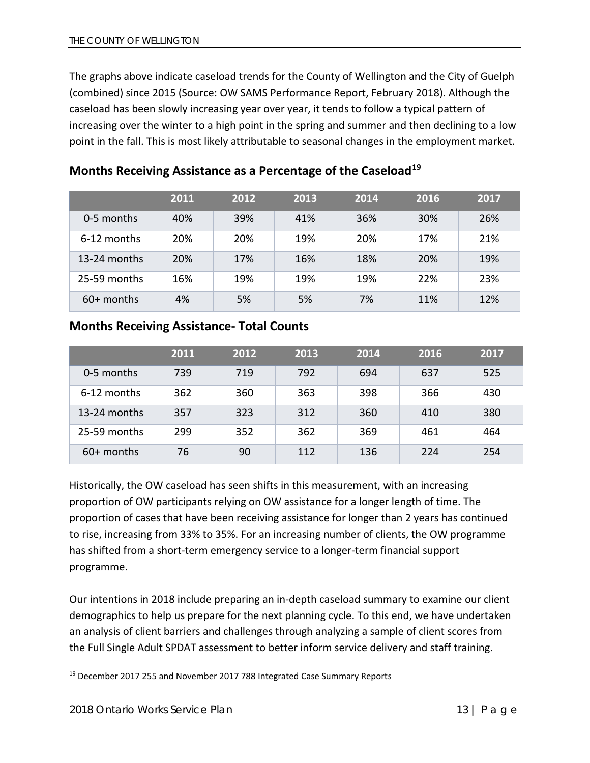The graphs above indicate caseload trends for the County of Wellington and the City of Guelph (combined) since 2015 (Source: OW SAMS Performance Report, February 2018). Although the caseload has been slowly increasing year over year, it tends to follow a typical pattern of increasing over the winter to a high point in the spring and summer and then declining to a low point in the fall. This is most likely attributable to seasonal changes in the employment market.

## Months Receiving Assistance as a Percentage of the Caseload[19]

| | 2011 | 2012 | 2013 | 2014 | 2016 | 2017 |
|---|---|---|---|---|---|---|
| 0-5 months | 40% | 39% | 41% | 36% | 30% | 26% |
| 6-12 months | 20% | 20% | 19% | 20% | 17% | 21% |
| 13-24 months | 20% | 17% | 16% | 18% | 20% | 19% |
| 25-59 months | 16% | 19% | 19% | 19% | 22% | 23% |
| 60+ months | 4% | 5% | 5% | 7% | 11% | 12% |

## Months Receiving Assistance- Total Counts

| | 2011 | 2012 | 2013 | 2014 | 2016 | 2017 |
|---|---|---|---|---|---|---|
| 0-5 months | 739 | 719 | 792 | 694 | 637 | 525 |
| 6-12 months | 362 | 360 | 363 | 398 | 366 | 430 |
| 13-24 months | 357 | 323 | 312 | 360 | 410 | 380 |
| 25-59 months | 299 | 352 | 362 | 369 | 461 | 464 |
| 60+ months | 76 | 90 | 112 | 136 | 224 | 254 |

Historically, the OW caseload has seen shifts in this measurement, with an increasing proportion of OW participants relying on OW assistance for a longer length of time. The proportion of cases that have been receiving assistance for longer than 2 years has continued to rise, increasing from 33% to 35%. For an increasing number of clients, the OW programme has shifted from a short-term emergency service to a longer-term financial support programme.

Our intentions in 2018 include preparing an in-depth caseload summary to examine our client demographics to help us prepare for the next planning cycle. To this end, we have undertaken an analysis of client barriers and challenges through analyzing a sample of client scores from the Full Single Adult SPDAT assessment to better inform service delivery and staff training.

[19] December 2017 255 and November 2017 788 Integrated Case Summary Reports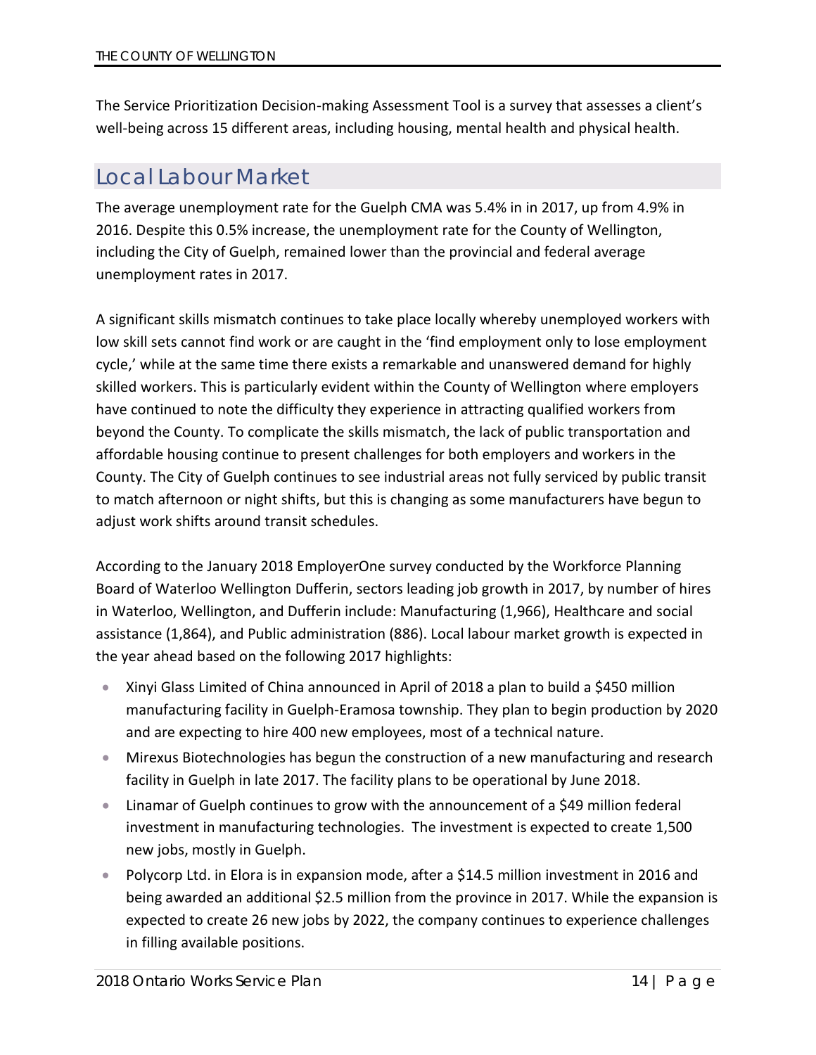The Service Prioritization Decision-making Assessment Tool is a survey that assesses a client's well-being across 15 different areas, including housing, mental health and physical health.

## Local Labour Market

The average unemployment rate for the Guelph CMA was 5.4% in in 2017, up from 4.9% in 2016. Despite this 0.5% increase, the unemployment rate for the County of Wellington, including the City of Guelph, remained lower than the provincial and federal average unemployment rates in 2017.

A significant skills mismatch continues to take place locally whereby unemployed workers with low skill sets cannot find work or are caught in the 'find employment only to lose employment cycle,' while at the same time there exists a remarkable and unanswered demand for highly skilled workers. This is particularly evident within the County of Wellington where employers have continued to note the difficulty they experience in attracting qualified workers from beyond the County. To complicate the skills mismatch, the lack of public transportation and affordable housing continue to present challenges for both employers and workers in the County. The City of Guelph continues to see industrial areas not fully serviced by public transit to match afternoon or night shifts, but this is changing as some manufacturers have begun to adjust work shifts around transit schedules.

According to the January 2018 EmployerOne survey conducted by the Workforce Planning Board of Waterloo Wellington Dufferin, sectors leading job growth in 2017, by number of hires in Waterloo, Wellington, and Dufferin include: Manufacturing (1,966), Healthcare and social assistance (1,864), and Public administration (886). Local labour market growth is expected in the year ahead based on the following 2017 highlights:

- Xinyi Glass Limited of China announced in April of 2018 a plan to build a $450 million manufacturing facility in Guelph-Eramosa township. They plan to begin production by 2020 and are expecting to hire 400 new employees, most of a technical nature.
- Mirexus Biotechnologies has begun the construction of a new manufacturing and research facility in Guelph in late 2017. The facility plans to be operational by June 2018.
- Linamar of Guelph continues to grow with the announcement of a $49 million federal investment in manufacturing technologies. The investment is expected to create 1,500 new jobs, mostly in Guelph.
- Polycorp Ltd. in Elora is in expansion mode, after a $14.5 million investment in 2016 and being awarded an additional $2.5 million from the province in 2017. While the expansion is expected to create 26 new jobs by 2022, the company continues to experience challenges in filling available positions.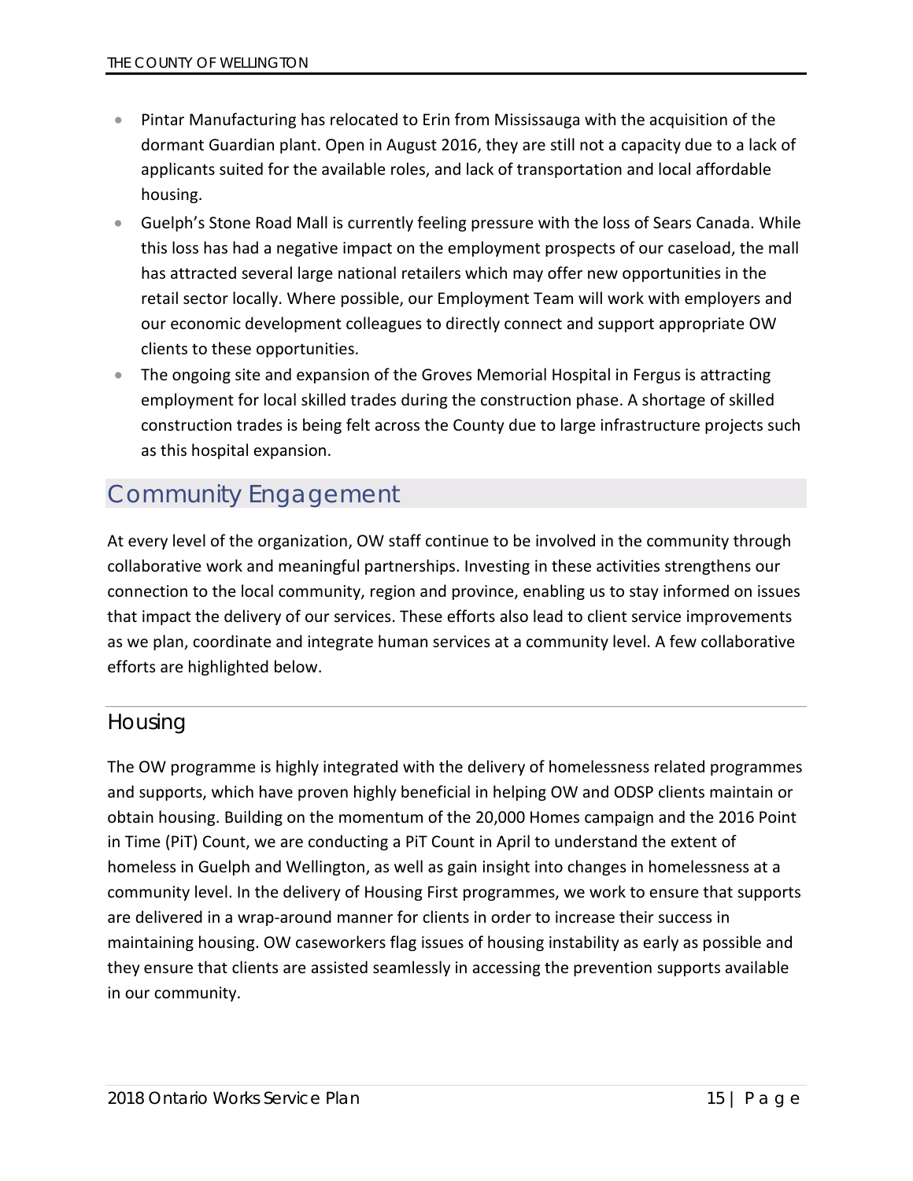- Pintar Manufacturing has relocated to Erin from Mississauga with the acquisition of the dormant Guardian plant. Open in August 2016, they are still not a capacity due to a lack of applicants suited for the available roles, and lack of transportation and local affordable housing.
- Guelph's Stone Road Mall is currently feeling pressure with the loss of Sears Canada. While this loss has had a negative impact on the employment prospects of our caseload, the mall has attracted several large national retailers which may offer new opportunities in the retail sector locally. Where possible, our Employment Team will work with employers and our economic development colleagues to directly connect and support appropriate OW clients to these opportunities.
- The ongoing site and expansion of the Groves Memorial Hospital in Fergus is attracting employment for local skilled trades during the construction phase. A shortage of skilled construction trades is being felt across the County due to large infrastructure projects such as this hospital expansion.

## Community Engagement

At every level of the organization, OW staff continue to be involved in the community through collaborative work and meaningful partnerships. Investing in these activities strengthens our connection to the local community, region and province, enabling us to stay informed on issues that impact the delivery of our services. These efforts also lead to client service improvements as we plan, coordinate and integrate human services at a community level. A few collaborative efforts are highlighted below.

### Housing

The OW programme is highly integrated with the delivery of homelessness related programmes and supports, which have proven highly beneficial in helping OW and ODSP clients maintain or obtain housing. Building on the momentum of the 20,000 Homes campaign and the 2016 Point in Time (PiT) Count, we are conducting a PiT Count in April to understand the extent of homeless in Guelph and Wellington, as well as gain insight into changes in homelessness at a community level. In the delivery of Housing First programmes, we work to ensure that supports are delivered in a wrap-around manner for clients in order to increase their success in maintaining housing. OW caseworkers flag issues of housing instability as early as possible and they ensure that clients are assisted seamlessly in accessing the prevention supports available in our community.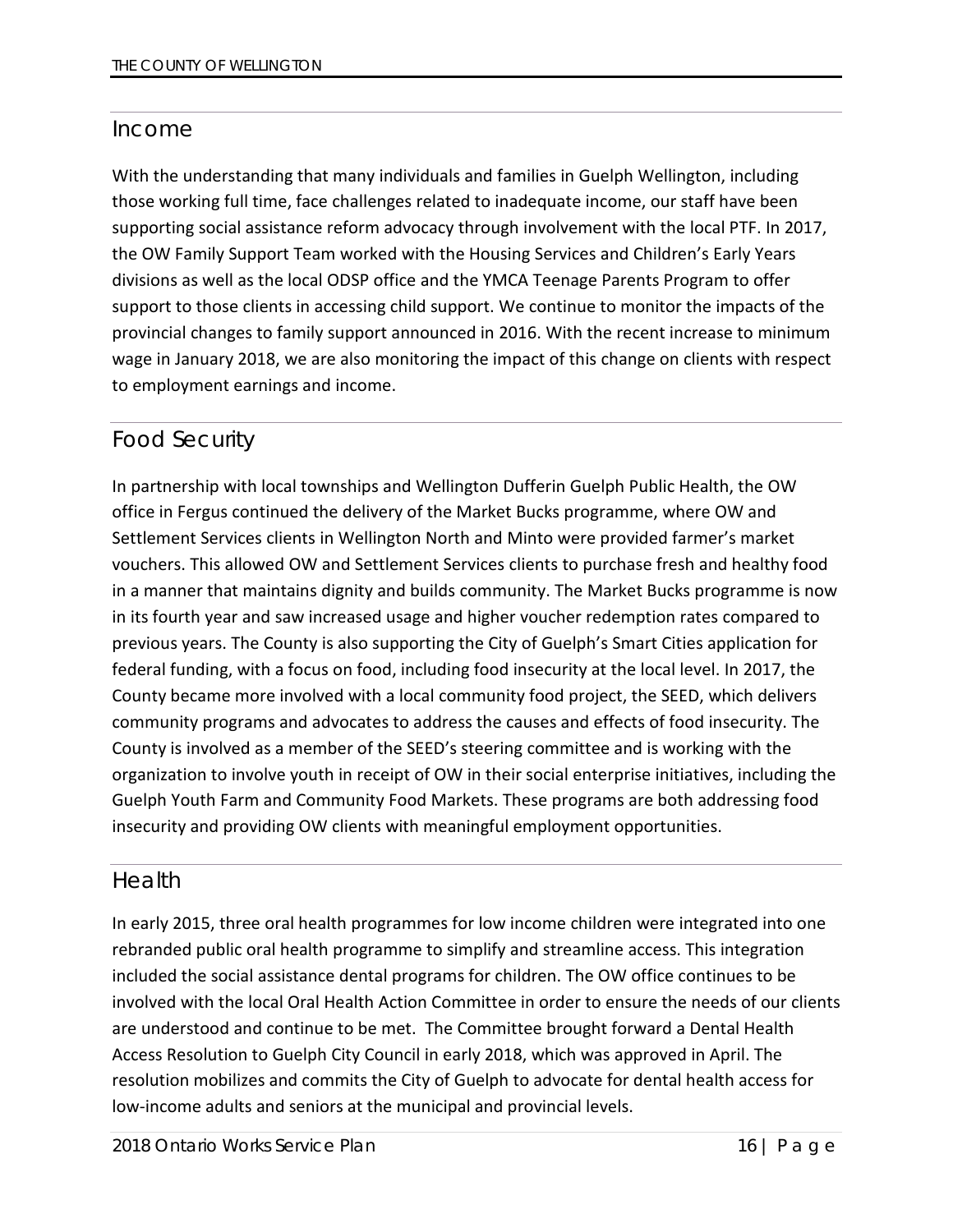## Income

With the understanding that many individuals and families in Guelph Wellington, including those working full time, face challenges related to inadequate income, our staff have been supporting social assistance reform advocacy through involvement with the local PTF. In 2017, the OW Family Support Team worked with the Housing Services and Children's Early Years divisions as well as the local ODSP office and the YMCA Teenage Parents Program to offer support to those clients in accessing child support. We continue to monitor the impacts of the provincial changes to family support announced in 2016. With the recent increase to minimum wage in January 2018, we are also monitoring the impact of this change on clients with respect to employment earnings and income.

## Food Security

In partnership with local townships and Wellington Dufferin Guelph Public Health, the OW office in Fergus continued the delivery of the Market Bucks programme, where OW and Settlement Services clients in Wellington North and Minto were provided farmer's market vouchers. This allowed OW and Settlement Services clients to purchase fresh and healthy food in a manner that maintains dignity and builds community. The Market Bucks programme is now in its fourth year and saw increased usage and higher voucher redemption rates compared to previous years. The County is also supporting the City of Guelph's Smart Cities application for federal funding, with a focus on food, including food insecurity at the local level. In 2017, the County became more involved with a local community food project, the SEED, which delivers community programs and advocates to address the causes and effects of food insecurity. The County is involved as a member of the SEED's steering committee and is working with the organization to involve youth in receipt of OW in their social enterprise initiatives, including the Guelph Youth Farm and Community Food Markets. These programs are both addressing food insecurity and providing OW clients with meaningful employment opportunities.

## Health

In early 2015, three oral health programmes for low income children were integrated into one rebranded public oral health programme to simplify and streamline access. This integration included the social assistance dental programs for children. The OW office continues to be involved with the local Oral Health Action Committee in order to ensure the needs of our clients are understood and continue to be met. The Committee brought forward a Dental Health Access Resolution to Guelph City Council in early 2018, which was approved in April. The resolution mobilizes and commits the City of Guelph to advocate for dental health access for low-income adults and seniors at the municipal and provincial levels.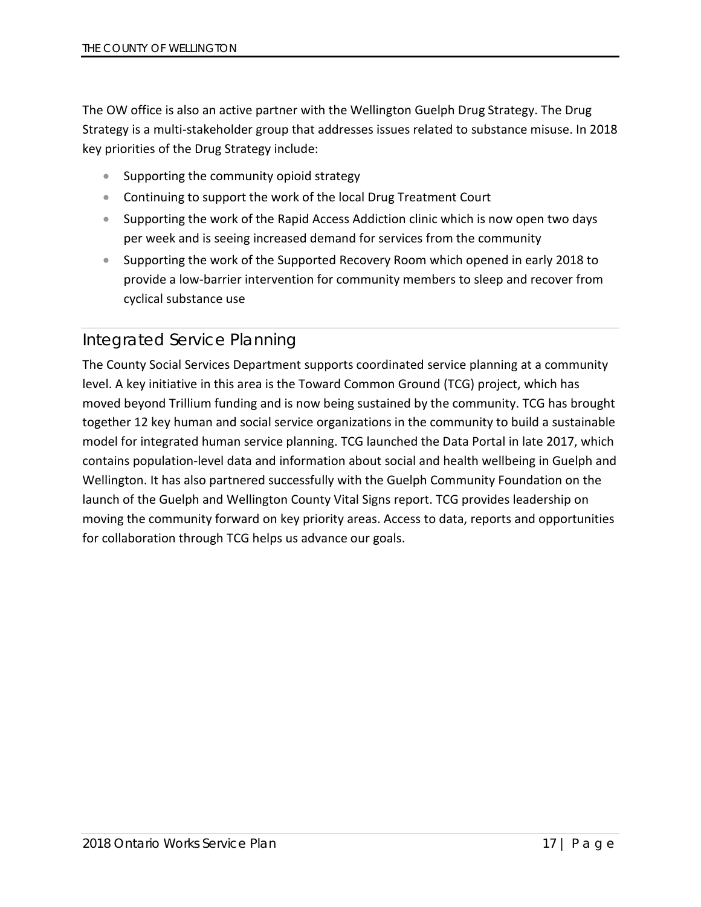The OW office is also an active partner with the Wellington Guelph Drug Strategy. The Drug Strategy is a multi-stakeholder group that addresses issues related to substance misuse. In 2018 key priorities of the Drug Strategy include:

- Supporting the community opioid strategy
- Continuing to support the work of the local Drug Treatment Court
- Supporting the work of the Rapid Access Addiction clinic which is now open two days per week and is seeing increased demand for services from the community
- Supporting the work of the Supported Recovery Room which opened in early 2018 to provide a low-barrier intervention for community members to sleep and recover from cyclical substance use

## Integrated Service Planning

The County Social Services Department supports coordinated service planning at a community level. A key initiative in this area is the Toward Common Ground (TCG) project, which has moved beyond Trillium funding and is now being sustained by the community. TCG has brought together 12 key human and social service organizations in the community to build a sustainable model for integrated human service planning. TCG launched the Data Portal in late 2017, which contains population-level data and information about social and health wellbeing in Guelph and Wellington. It has also partnered successfully with the Guelph Community Foundation on the launch of the Guelph and Wellington County Vital Signs report. TCG provides leadership on moving the community forward on key priority areas. Access to data, reports and opportunities for collaboration through TCG helps us advance our goals.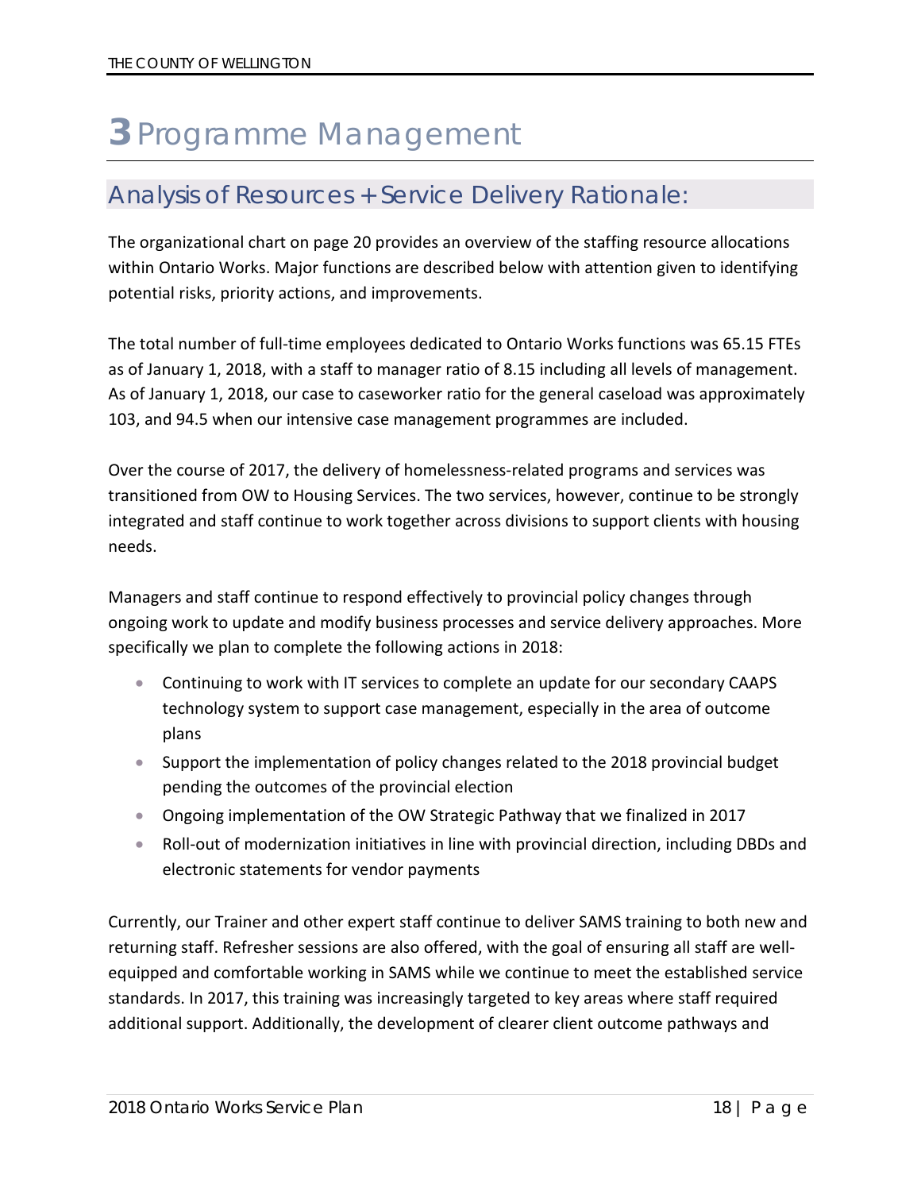# 3 Programme Management

## Analysis of Resources + Service Delivery Rationale:

The organizational chart on page 20 provides an overview of the staffing resource allocations within Ontario Works. Major functions are described below with attention given to identifying potential risks, priority actions, and improvements.

The total number of full-time employees dedicated to Ontario Works functions was 65.15 FTEs as of January 1, 2018, with a staff to manager ratio of 8.15 including all levels of management. As of January 1, 2018, our case to caseworker ratio for the general caseload was approximately 103, and 94.5 when our intensive case management programmes are included.

Over the course of 2017, the delivery of homelessness-related programs and services was transitioned from OW to Housing Services. The two services, however, continue to be strongly integrated and staff continue to work together across divisions to support clients with housing needs.

Managers and staff continue to respond effectively to provincial policy changes through ongoing work to update and modify business processes and service delivery approaches. More specifically we plan to complete the following actions in 2018:

- Continuing to work with IT services to complete an update for our secondary CAAPS technology system to support case management, especially in the area of outcome plans
- Support the implementation of policy changes related to the 2018 provincial budget pending the outcomes of the provincial election
- Ongoing implementation of the OW Strategic Pathway that we finalized in 2017
- Roll-out of modernization initiatives in line with provincial direction, including DBDs and electronic statements for vendor payments

Currently, our Trainer and other expert staff continue to deliver SAMS training to both new and returning staff. Refresher sessions are also offered, with the goal of ensuring all staff are well-equipped and comfortable working in SAMS while we continue to meet the established service standards. In 2017, this training was increasingly targeted to key areas where staff required additional support. Additionally, the development of clearer client outcome pathways and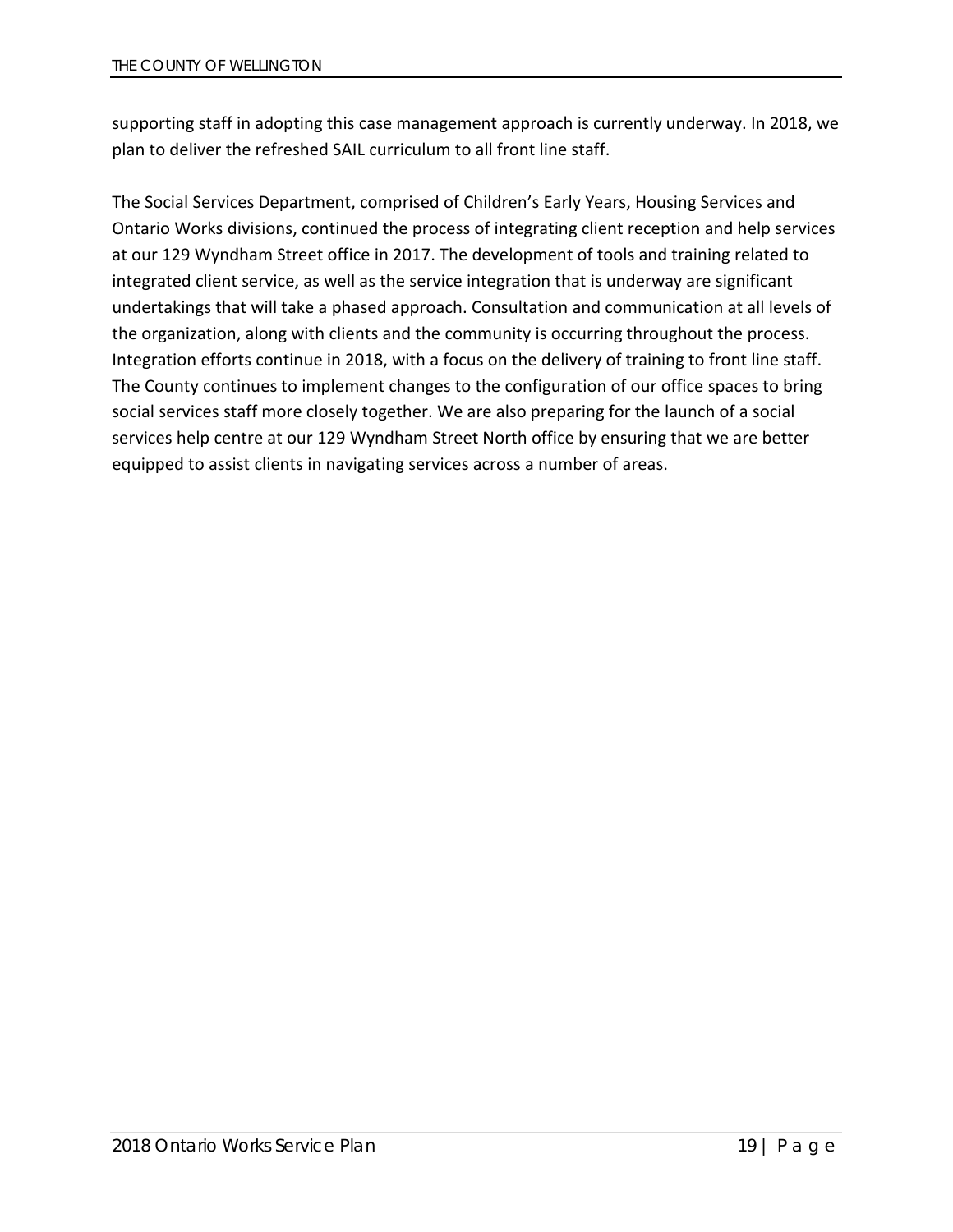supporting staff in adopting this case management approach is currently underway. In 2018, we plan to deliver the refreshed SAIL curriculum to all front line staff.

The Social Services Department, comprised of Children's Early Years, Housing Services and Ontario Works divisions, continued the process of integrating client reception and help services at our 129 Wyndham Street office in 2017. The development of tools and training related to integrated client service, as well as the service integration that is underway are significant undertakings that will take a phased approach. Consultation and communication at all levels of the organization, along with clients and the community is occurring throughout the process. Integration efforts continue in 2018, with a focus on the delivery of training to front line staff. The County continues to implement changes to the configuration of our office spaces to bring social services staff more closely together. We are also preparing for the launch of a social services help centre at our 129 Wyndham Street North office by ensuring that we are better equipped to assist clients in navigating services across a number of areas.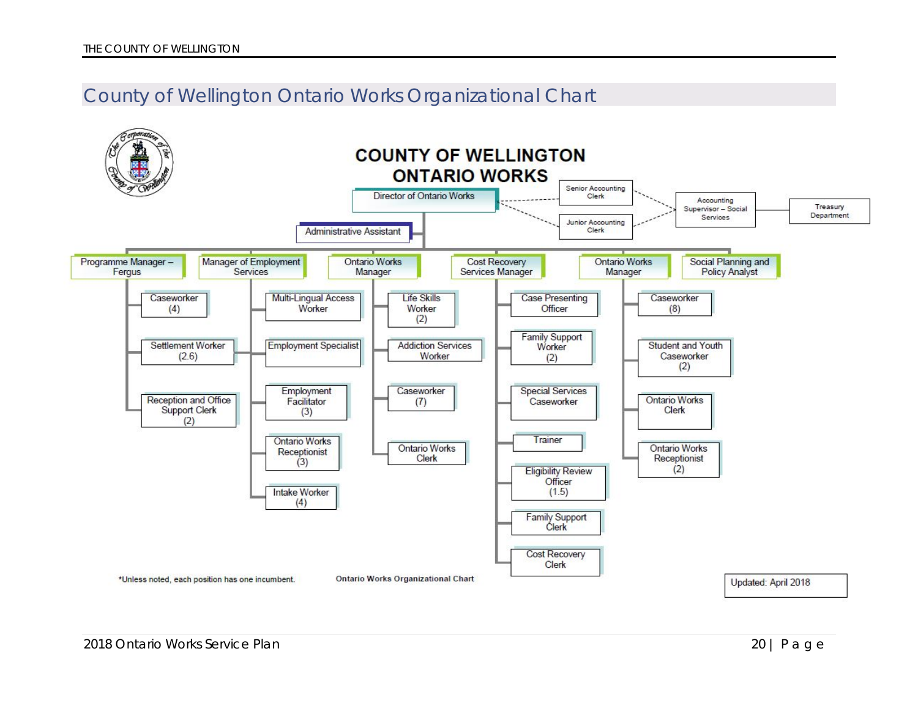# County of Wellington Ontario Works Organizational Chart

**COUNTY OF WELLINGTON ONTARIO WORKS**

- Director of Ontario Works
  - Senior Accounting Clerk (dotted line)
  - Junior Accounting Clerk (dotted line)
    - Accounting Supervisor – Social Services
      - Treasury Department
  - Administrative Assistant
  - Programme Manager – Fergus
    - Caseworker (4)
    - Settlement Worker (2.6)
    - Reception and Office Support Clerk (2)
  - Manager of Employment Services
    - Multi-Lingual Access Worker
    - Employment Specialist
    - Employment Facilitator (3)
    - Ontario Works Receptionist (3)
    - Intake Worker (4)
  - Ontario Works Manager
    - Life Skills Worker (2)
    - Addiction Services Worker
    - Caseworker (7)
    - Ontario Works Clerk
  - Cost Recovery Services Manager
    - Case Presenting Officer
    - Family Support Worker (2)
    - Special Services Caseworker
    - Trainer
    - Eligibility Review Officer (1.5)
    - Family Support Clerk
    - Cost Recovery Clerk
  - Ontario Works Manager
    - Caseworker (8)
    - Student and Youth Caseworker (2)
    - Ontario Works Clerk
    - Ontario Works Receptionist (2)
  - Social Planning and Policy Analyst

*Unless noted, each position has one incumbent.

Ontario Works Organizational Chart

Updated: April 2018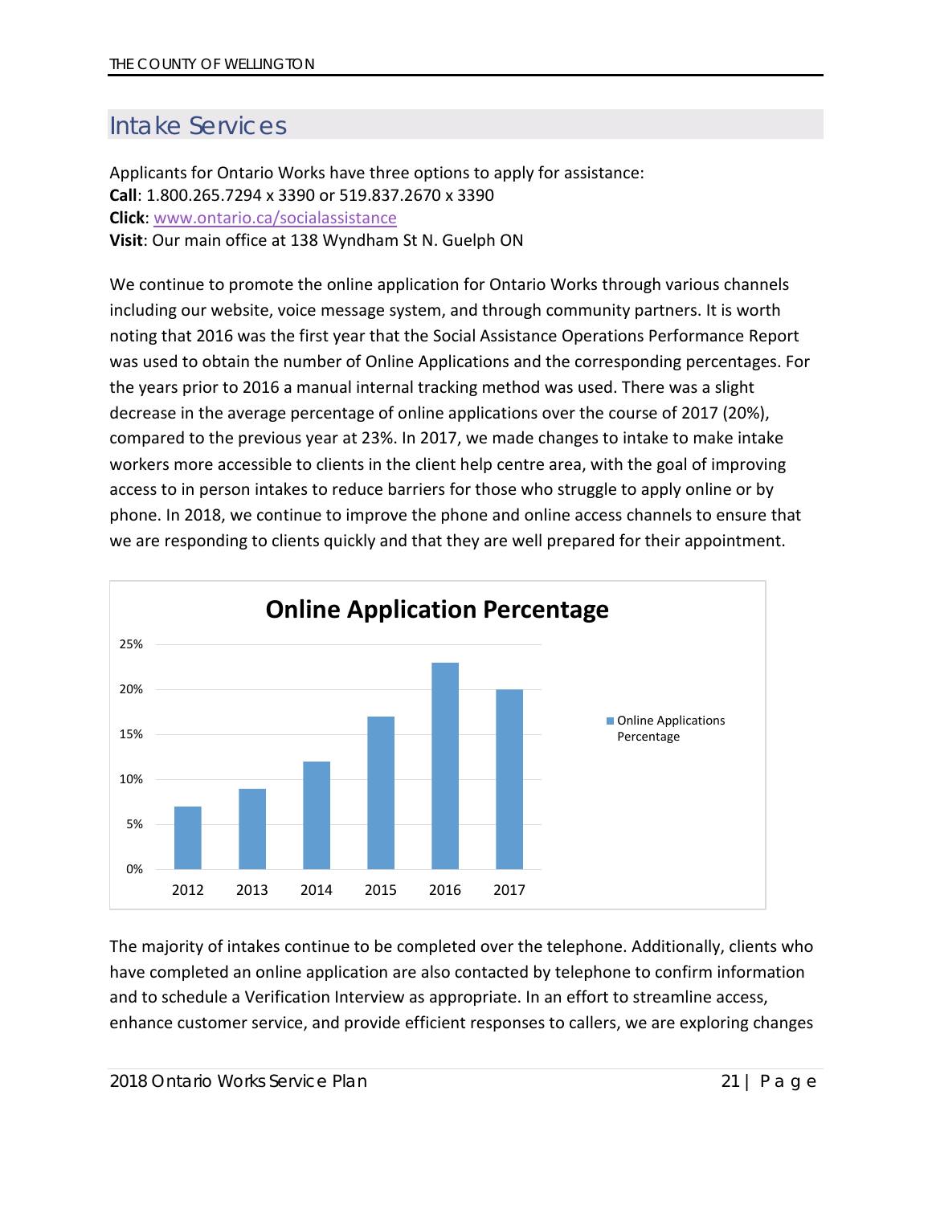## Intake Services

Applicants for Ontario Works have three options to apply for assistance:
**Call**: 1.800.265.7294 x 3390 or 519.837.2670 x 3390
**Click**: www.ontario.ca/socialassistance
**Visit**: Our main office at 138 Wyndham St N. Guelph ON

We continue to promote the online application for Ontario Works through various channels including our website, voice message system, and through community partners. It is worth noting that 2016 was the first year that the Social Assistance Operations Performance Report was used to obtain the number of Online Applications and the corresponding percentages. For the years prior to 2016 a manual internal tracking method was used. There was a slight decrease in the average percentage of online applications over the course of 2017 (20%), compared to the previous year at 23%. In 2017, we made changes to intake to make intake workers more accessible to clients in the client help centre area, with the goal of improving access to in person intakes to reduce barriers for those who struggle to apply online or by phone. In 2018, we continue to improve the phone and online access channels to ensure that we are responding to clients quickly and that they are well prepared for their appointment.

**Online Application Percentage**

(Chart: Online Applications Percentage, 2012–2017)

The majority of intakes continue to be completed over the telephone. Additionally, clients who have completed an online application are also contacted by telephone to confirm information and to schedule a Verification Interview as appropriate. In an effort to streamline access, enhance customer service, and provide efficient responses to callers, we are exploring changes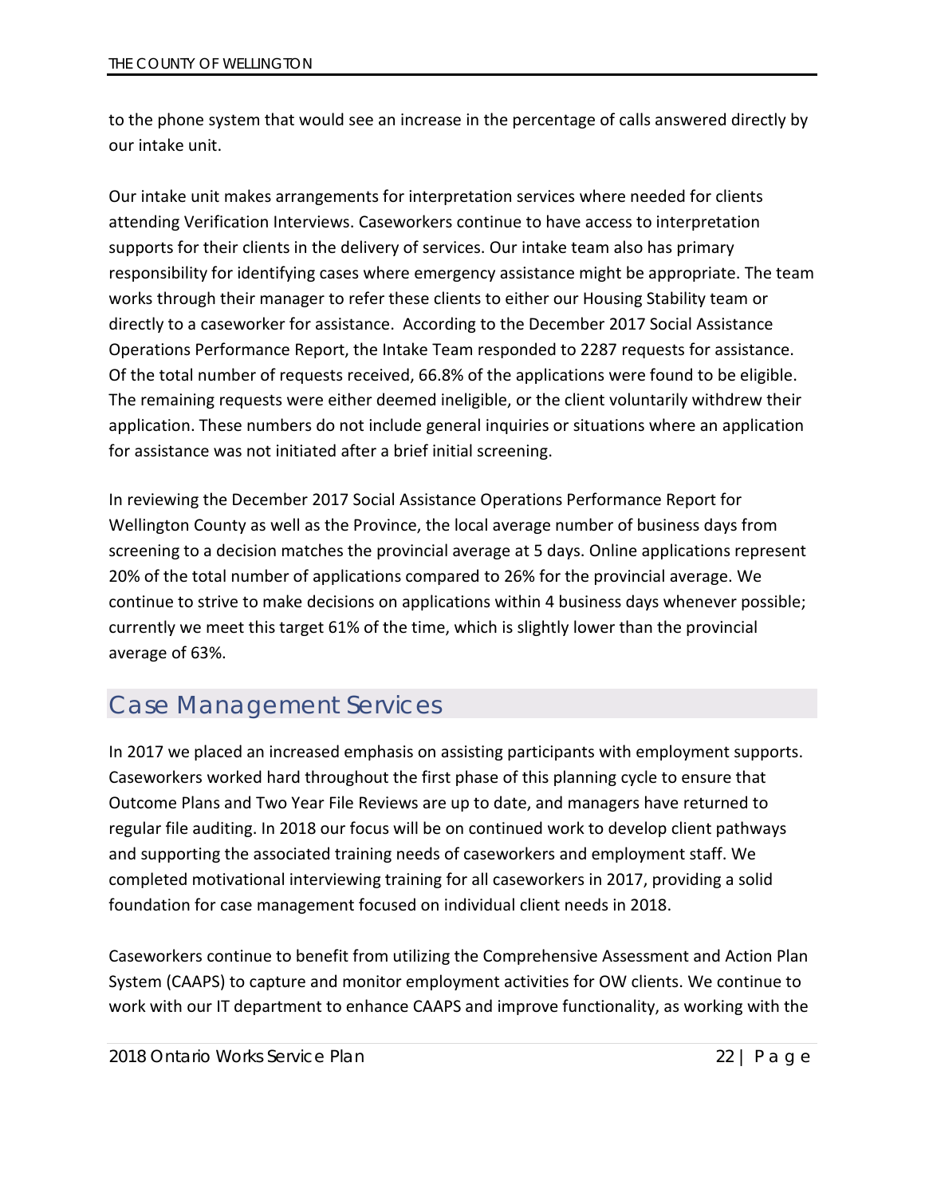to the phone system that would see an increase in the percentage of calls answered directly by our intake unit.

Our intake unit makes arrangements for interpretation services where needed for clients attending Verification Interviews. Caseworkers continue to have access to interpretation supports for their clients in the delivery of services. Our intake team also has primary responsibility for identifying cases where emergency assistance might be appropriate. The team works through their manager to refer these clients to either our Housing Stability team or directly to a caseworker for assistance. According to the December 2017 Social Assistance Operations Performance Report, the Intake Team responded to 2287 requests for assistance. Of the total number of requests received, 66.8% of the applications were found to be eligible. The remaining requests were either deemed ineligible, or the client voluntarily withdrew their application. These numbers do not include general inquiries or situations where an application for assistance was not initiated after a brief initial screening.

In reviewing the December 2017 Social Assistance Operations Performance Report for Wellington County as well as the Province, the local average number of business days from screening to a decision matches the provincial average at 5 days. Online applications represent 20% of the total number of applications compared to 26% for the provincial average. We continue to strive to make decisions on applications within 4 business days whenever possible; currently we meet this target 61% of the time, which is slightly lower than the provincial average of 63%.

## Case Management Services

In 2017 we placed an increased emphasis on assisting participants with employment supports. Caseworkers worked hard throughout the first phase of this planning cycle to ensure that Outcome Plans and Two Year File Reviews are up to date, and managers have returned to regular file auditing. In 2018 our focus will be on continued work to develop client pathways and supporting the associated training needs of caseworkers and employment staff. We completed motivational interviewing training for all caseworkers in 2017, providing a solid foundation for case management focused on individual client needs in 2018.

Caseworkers continue to benefit from utilizing the Comprehensive Assessment and Action Plan System (CAAPS) to capture and monitor employment activities for OW clients. We continue to work with our IT department to enhance CAAPS and improve functionality, as working with the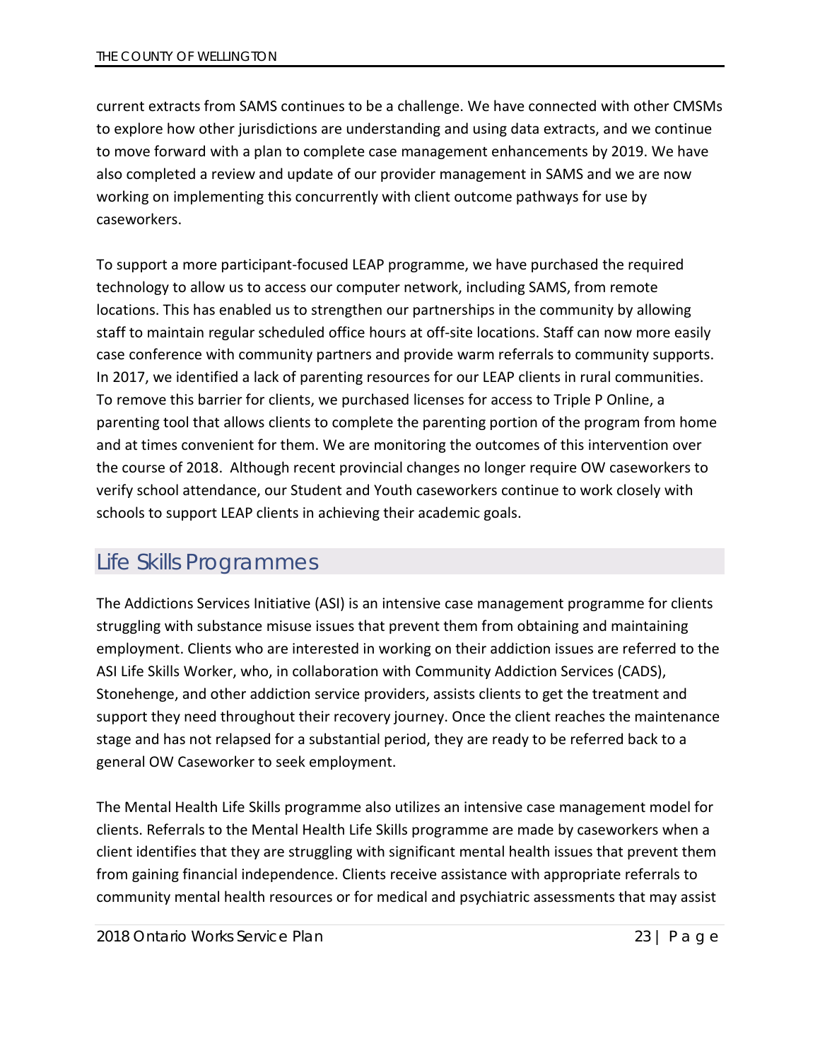current extracts from SAMS continues to be a challenge. We have connected with other CMSMs to explore how other jurisdictions are understanding and using data extracts, and we continue to move forward with a plan to complete case management enhancements by 2019. We have also completed a review and update of our provider management in SAMS and we are now working on implementing this concurrently with client outcome pathways for use by caseworkers.

To support a more participant-focused LEAP programme, we have purchased the required technology to allow us to access our computer network, including SAMS, from remote locations. This has enabled us to strengthen our partnerships in the community by allowing staff to maintain regular scheduled office hours at off-site locations. Staff can now more easily case conference with community partners and provide warm referrals to community supports. In 2017, we identified a lack of parenting resources for our LEAP clients in rural communities. To remove this barrier for clients, we purchased licenses for access to Triple P Online, a parenting tool that allows clients to complete the parenting portion of the program from home and at times convenient for them. We are monitoring the outcomes of this intervention over the course of 2018. Although recent provincial changes no longer require OW caseworkers to verify school attendance, our Student and Youth caseworkers continue to work closely with schools to support LEAP clients in achieving their academic goals.

## Life Skills Programmes

The Addictions Services Initiative (ASI) is an intensive case management programme for clients struggling with substance misuse issues that prevent them from obtaining and maintaining employment. Clients who are interested in working on their addiction issues are referred to the ASI Life Skills Worker, who, in collaboration with Community Addiction Services (CADS), Stonehenge, and other addiction service providers, assists clients to get the treatment and support they need throughout their recovery journey. Once the client reaches the maintenance stage and has not relapsed for a substantial period, they are ready to be referred back to a general OW Caseworker to seek employment.

The Mental Health Life Skills programme also utilizes an intensive case management model for clients. Referrals to the Mental Health Life Skills programme are made by caseworkers when a client identifies that they are struggling with significant mental health issues that prevent them from gaining financial independence. Clients receive assistance with appropriate referrals to community mental health resources or for medical and psychiatric assessments that may assist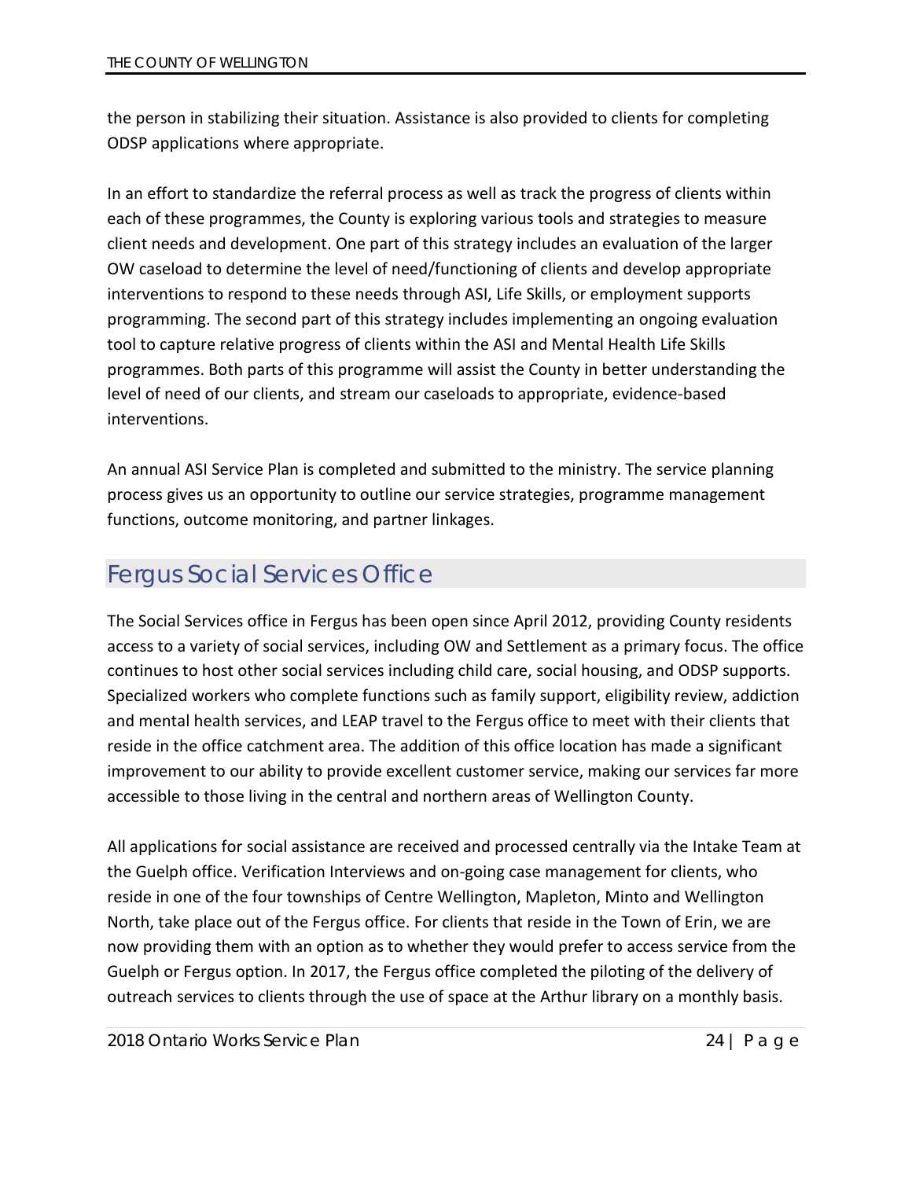the person in stabilizing their situation. Assistance is also provided to clients for completing ODSP applications where appropriate.

In an effort to standardize the referral process as well as track the progress of clients within each of these programmes, the County is exploring various tools and strategies to measure client needs and development. One part of this strategy includes an evaluation of the larger OW caseload to determine the level of need/functioning of clients and develop appropriate interventions to respond to these needs through ASI, Life Skills, or employment supports programming. The second part of this strategy includes implementing an ongoing evaluation tool to capture relative progress of clients within the ASI and Mental Health Life Skills programmes. Both parts of this programme will assist the County in better understanding the level of need of our clients, and stream our caseloads to appropriate, evidence-based interventions.

An annual ASI Service Plan is completed and submitted to the ministry. The service planning process gives us an opportunity to outline our service strategies, programme management functions, outcome monitoring, and partner linkages.

## Fergus Social Services Office

The Social Services office in Fergus has been open since April 2012, providing County residents access to a variety of social services, including OW and Settlement as a primary focus. The office continues to host other social services including child care, social housing, and ODSP supports. Specialized workers who complete functions such as family support, eligibility review, addiction and mental health services, and LEAP travel to the Fergus office to meet with their clients that reside in the office catchment area. The addition of this office location has made a significant improvement to our ability to provide excellent customer service, making our services far more accessible to those living in the central and northern areas of Wellington County.

All applications for social assistance are received and processed centrally via the Intake Team at the Guelph office. Verification Interviews and on-going case management for clients, who reside in one of the four townships of Centre Wellington, Mapleton, Minto and Wellington North, take place out of the Fergus office. For clients that reside in the Town of Erin, we are now providing them with an option as to whether they would prefer to access service from the Guelph or Fergus option. In 2017, the Fergus office completed the piloting of the delivery of outreach services to clients through the use of space at the Arthur library on a monthly basis.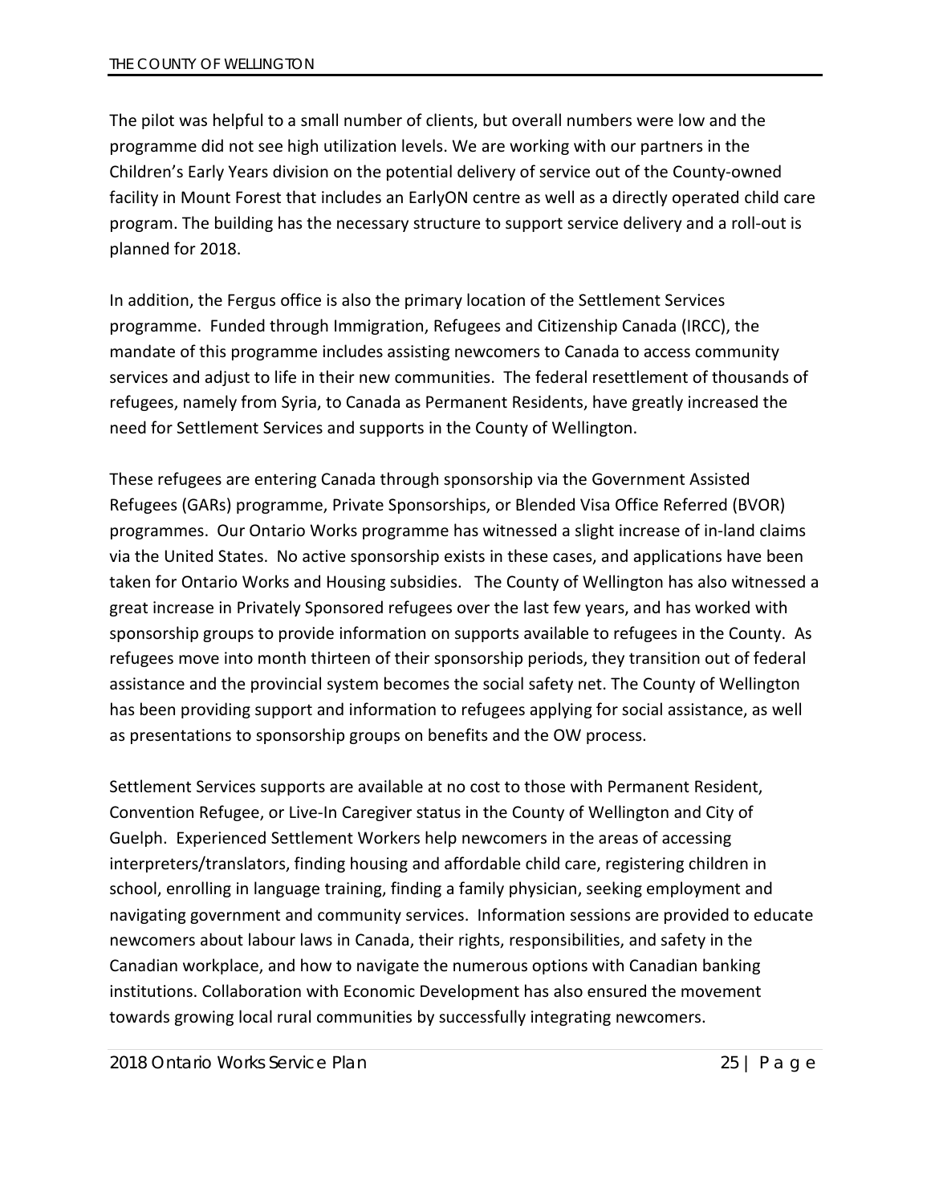The pilot was helpful to a small number of clients, but overall numbers were low and the programme did not see high utilization levels. We are working with our partners in the Children's Early Years division on the potential delivery of service out of the County-owned facility in Mount Forest that includes an EarlyON centre as well as a directly operated child care program. The building has the necessary structure to support service delivery and a roll-out is planned for 2018.

In addition, the Fergus office is also the primary location of the Settlement Services programme. Funded through Immigration, Refugees and Citizenship Canada (IRCC), the mandate of this programme includes assisting newcomers to Canada to access community services and adjust to life in their new communities. The federal resettlement of thousands of refugees, namely from Syria, to Canada as Permanent Residents, have greatly increased the need for Settlement Services and supports in the County of Wellington.

These refugees are entering Canada through sponsorship via the Government Assisted Refugees (GARs) programme, Private Sponsorships, or Blended Visa Office Referred (BVOR) programmes. Our Ontario Works programme has witnessed a slight increase of in-land claims via the United States. No active sponsorship exists in these cases, and applications have been taken for Ontario Works and Housing subsidies. The County of Wellington has also witnessed a great increase in Privately Sponsored refugees over the last few years, and has worked with sponsorship groups to provide information on supports available to refugees in the County. As refugees move into month thirteen of their sponsorship periods, they transition out of federal assistance and the provincial system becomes the social safety net. The County of Wellington has been providing support and information to refugees applying for social assistance, as well as presentations to sponsorship groups on benefits and the OW process.

Settlement Services supports are available at no cost to those with Permanent Resident, Convention Refugee, or Live-In Caregiver status in the County of Wellington and City of Guelph. Experienced Settlement Workers help newcomers in the areas of accessing interpreters/translators, finding housing and affordable child care, registering children in school, enrolling in language training, finding a family physician, seeking employment and navigating government and community services. Information sessions are provided to educate newcomers about labour laws in Canada, their rights, responsibilities, and safety in the Canadian workplace, and how to navigate the numerous options with Canadian banking institutions. Collaboration with Economic Development has also ensured the movement towards growing local rural communities by successfully integrating newcomers.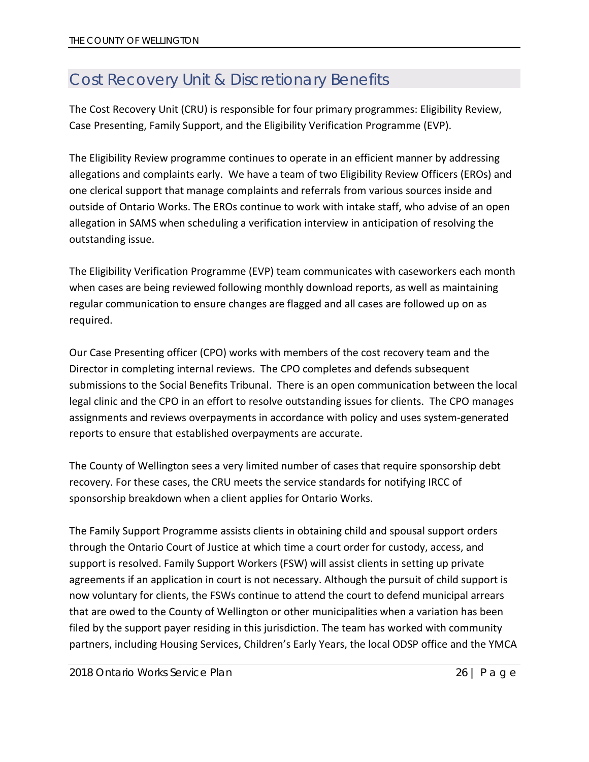## Cost Recovery Unit & Discretionary Benefits

The Cost Recovery Unit (CRU) is responsible for four primary programmes: Eligibility Review, Case Presenting, Family Support, and the Eligibility Verification Programme (EVP).

The Eligibility Review programme continues to operate in an efficient manner by addressing allegations and complaints early. We have a team of two Eligibility Review Officers (EROs) and one clerical support that manage complaints and referrals from various sources inside and outside of Ontario Works. The EROs continue to work with intake staff, who advise of an open allegation in SAMS when scheduling a verification interview in anticipation of resolving the outstanding issue.

The Eligibility Verification Programme (EVP) team communicates with caseworkers each month when cases are being reviewed following monthly download reports, as well as maintaining regular communication to ensure changes are flagged and all cases are followed up on as required.

Our Case Presenting officer (CPO) works with members of the cost recovery team and the Director in completing internal reviews. The CPO completes and defends subsequent submissions to the Social Benefits Tribunal. There is an open communication between the local legal clinic and the CPO in an effort to resolve outstanding issues for clients. The CPO manages assignments and reviews overpayments in accordance with policy and uses system-generated reports to ensure that established overpayments are accurate.

The County of Wellington sees a very limited number of cases that require sponsorship debt recovery. For these cases, the CRU meets the service standards for notifying IRCC of sponsorship breakdown when a client applies for Ontario Works.

The Family Support Programme assists clients in obtaining child and spousal support orders through the Ontario Court of Justice at which time a court order for custody, access, and support is resolved. Family Support Workers (FSW) will assist clients in setting up private agreements if an application in court is not necessary. Although the pursuit of child support is now voluntary for clients, the FSWs continue to attend the court to defend municipal arrears that are owed to the County of Wellington or other municipalities when a variation has been filed by the support payer residing in this jurisdiction. The team has worked with community partners, including Housing Services, Children's Early Years, the local ODSP office and the YMCA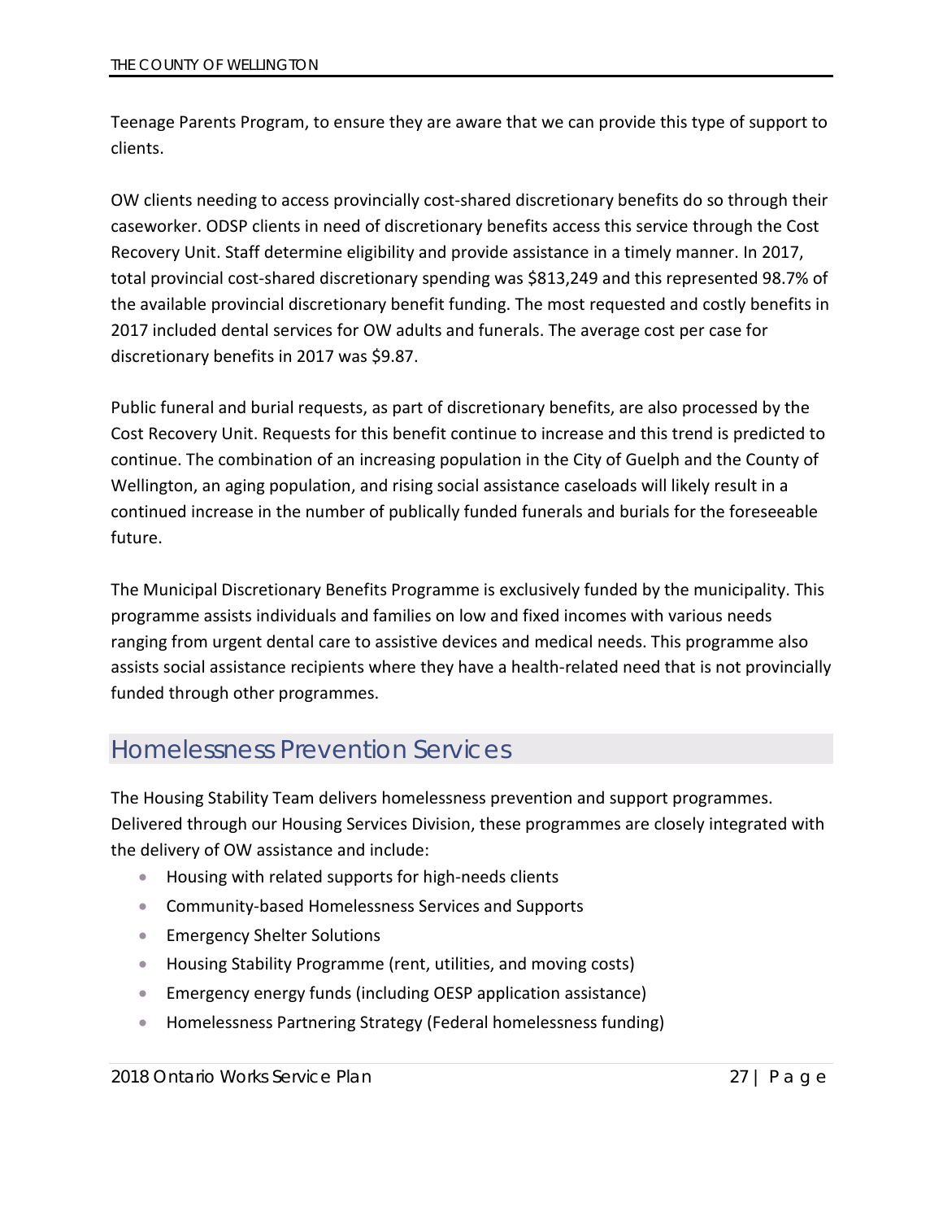Teenage Parents Program, to ensure they are aware that we can provide this type of support to clients.

OW clients needing to access provincially cost-shared discretionary benefits do so through their caseworker. ODSP clients in need of discretionary benefits access this service through the Cost Recovery Unit. Staff determine eligibility and provide assistance in a timely manner. In 2017, total provincial cost-shared discretionary spending was $813,249 and this represented 98.7% of the available provincial discretionary benefit funding. The most requested and costly benefits in 2017 included dental services for OW adults and funerals. The average cost per case for discretionary benefits in 2017 was $9.87.

Public funeral and burial requests, as part of discretionary benefits, are also processed by the Cost Recovery Unit. Requests for this benefit continue to increase and this trend is predicted to continue. The combination of an increasing population in the City of Guelph and the County of Wellington, an aging population, and rising social assistance caseloads will likely result in a continued increase in the number of publically funded funerals and burials for the foreseeable future.

The Municipal Discretionary Benefits Programme is exclusively funded by the municipality. This programme assists individuals and families on low and fixed incomes with various needs ranging from urgent dental care to assistive devices and medical needs. This programme also assists social assistance recipients where they have a health-related need that is not provincially funded through other programmes.

## Homelessness Prevention Services

The Housing Stability Team delivers homelessness prevention and support programmes. Delivered through our Housing Services Division, these programmes are closely integrated with the delivery of OW assistance and include:

- Housing with related supports for high-needs clients
- Community-based Homelessness Services and Supports
- Emergency Shelter Solutions
- Housing Stability Programme (rent, utilities, and moving costs)
- Emergency energy funds (including OESP application assistance)
- Homelessness Partnering Strategy (Federal homelessness funding)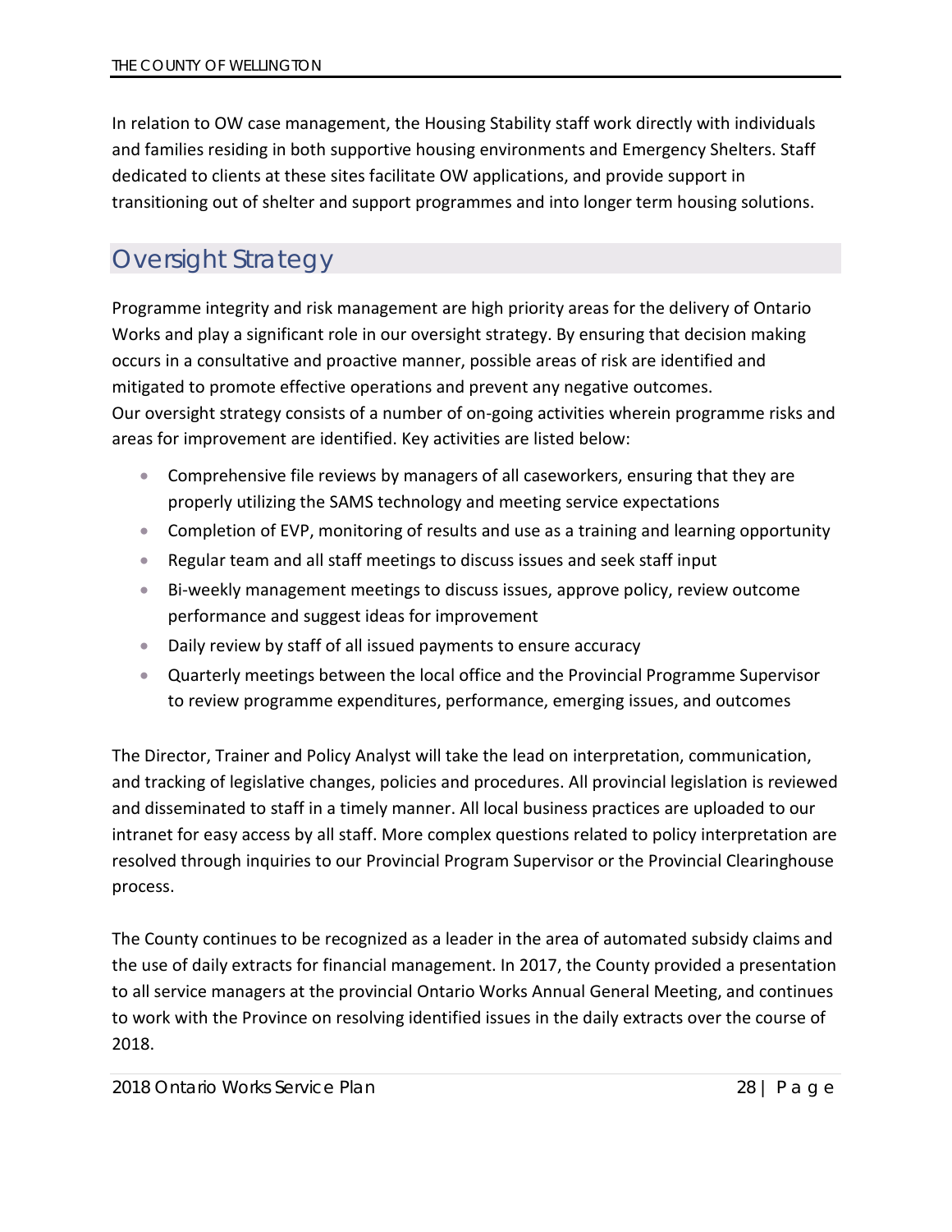In relation to OW case management, the Housing Stability staff work directly with individuals and families residing in both supportive housing environments and Emergency Shelters. Staff dedicated to clients at these sites facilitate OW applications, and provide support in transitioning out of shelter and support programmes and into longer term housing solutions.

## Oversight Strategy

Programme integrity and risk management are high priority areas for the delivery of Ontario Works and play a significant role in our oversight strategy. By ensuring that decision making occurs in a consultative and proactive manner, possible areas of risk are identified and mitigated to promote effective operations and prevent any negative outcomes.
Our oversight strategy consists of a number of on-going activities wherein programme risks and areas for improvement are identified. Key activities are listed below:

- Comprehensive file reviews by managers of all caseworkers, ensuring that they are properly utilizing the SAMS technology and meeting service expectations
- Completion of EVP, monitoring of results and use as a training and learning opportunity
- Regular team and all staff meetings to discuss issues and seek staff input
- Bi-weekly management meetings to discuss issues, approve policy, review outcome performance and suggest ideas for improvement
- Daily review by staff of all issued payments to ensure accuracy
- Quarterly meetings between the local office and the Provincial Programme Supervisor to review programme expenditures, performance, emerging issues, and outcomes

The Director, Trainer and Policy Analyst will take the lead on interpretation, communication, and tracking of legislative changes, policies and procedures. All provincial legislation is reviewed and disseminated to staff in a timely manner. All local business practices are uploaded to our intranet for easy access by all staff. More complex questions related to policy interpretation are resolved through inquiries to our Provincial Program Supervisor or the Provincial Clearinghouse process.

The County continues to be recognized as a leader in the area of automated subsidy claims and the use of daily extracts for financial management. In 2017, the County provided a presentation to all service managers at the provincial Ontario Works Annual General Meeting, and continues to work with the Province on resolving identified issues in the daily extracts over the course of 2018.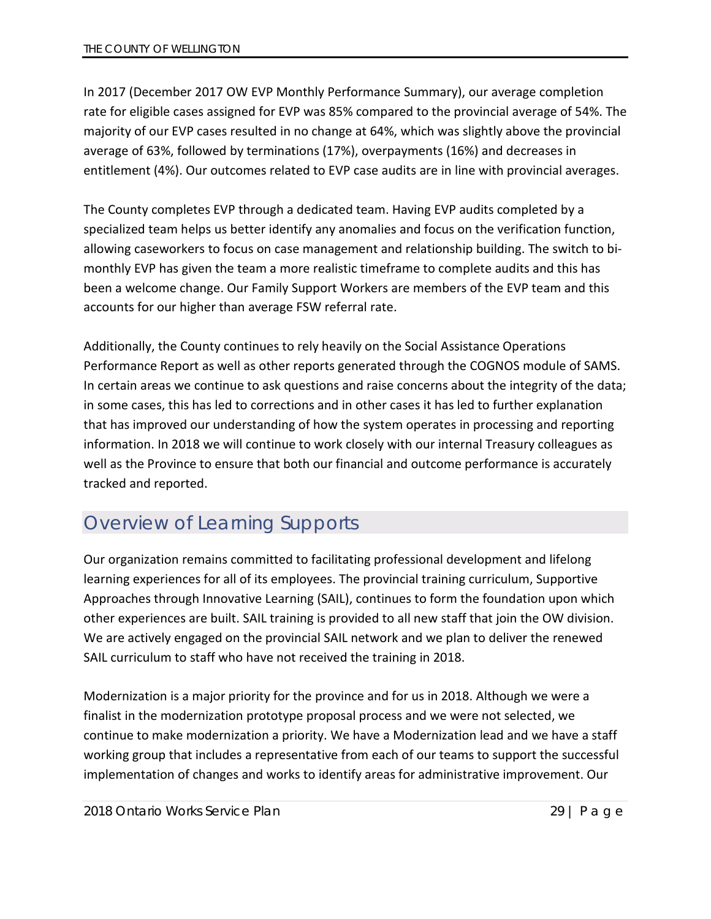In 2017 (December 2017 OW EVP Monthly Performance Summary), our average completion rate for eligible cases assigned for EVP was 85% compared to the provincial average of 54%. The majority of our EVP cases resulted in no change at 64%, which was slightly above the provincial average of 63%, followed by terminations (17%), overpayments (16%) and decreases in entitlement (4%). Our outcomes related to EVP case audits are in line with provincial averages.

The County completes EVP through a dedicated team. Having EVP audits completed by a specialized team helps us better identify any anomalies and focus on the verification function, allowing caseworkers to focus on case management and relationship building. The switch to bi-monthly EVP has given the team a more realistic timeframe to complete audits and this has been a welcome change. Our Family Support Workers are members of the EVP team and this accounts for our higher than average FSW referral rate.

Additionally, the County continues to rely heavily on the Social Assistance Operations Performance Report as well as other reports generated through the COGNOS module of SAMS. In certain areas we continue to ask questions and raise concerns about the integrity of the data; in some cases, this has led to corrections and in other cases it has led to further explanation that has improved our understanding of how the system operates in processing and reporting information. In 2018 we will continue to work closely with our internal Treasury colleagues as well as the Province to ensure that both our financial and outcome performance is accurately tracked and reported.

## Overview of Learning Supports

Our organization remains committed to facilitating professional development and lifelong learning experiences for all of its employees. The provincial training curriculum, Supportive Approaches through Innovative Learning (SAIL), continues to form the foundation upon which other experiences are built. SAIL training is provided to all new staff that join the OW division. We are actively engaged on the provincial SAIL network and we plan to deliver the renewed SAIL curriculum to staff who have not received the training in 2018.

Modernization is a major priority for the province and for us in 2018. Although we were a finalist in the modernization prototype proposal process and we were not selected, we continue to make modernization a priority. We have a Modernization lead and we have a staff working group that includes a representative from each of our teams to support the successful implementation of changes and works to identify areas for administrative improvement. Our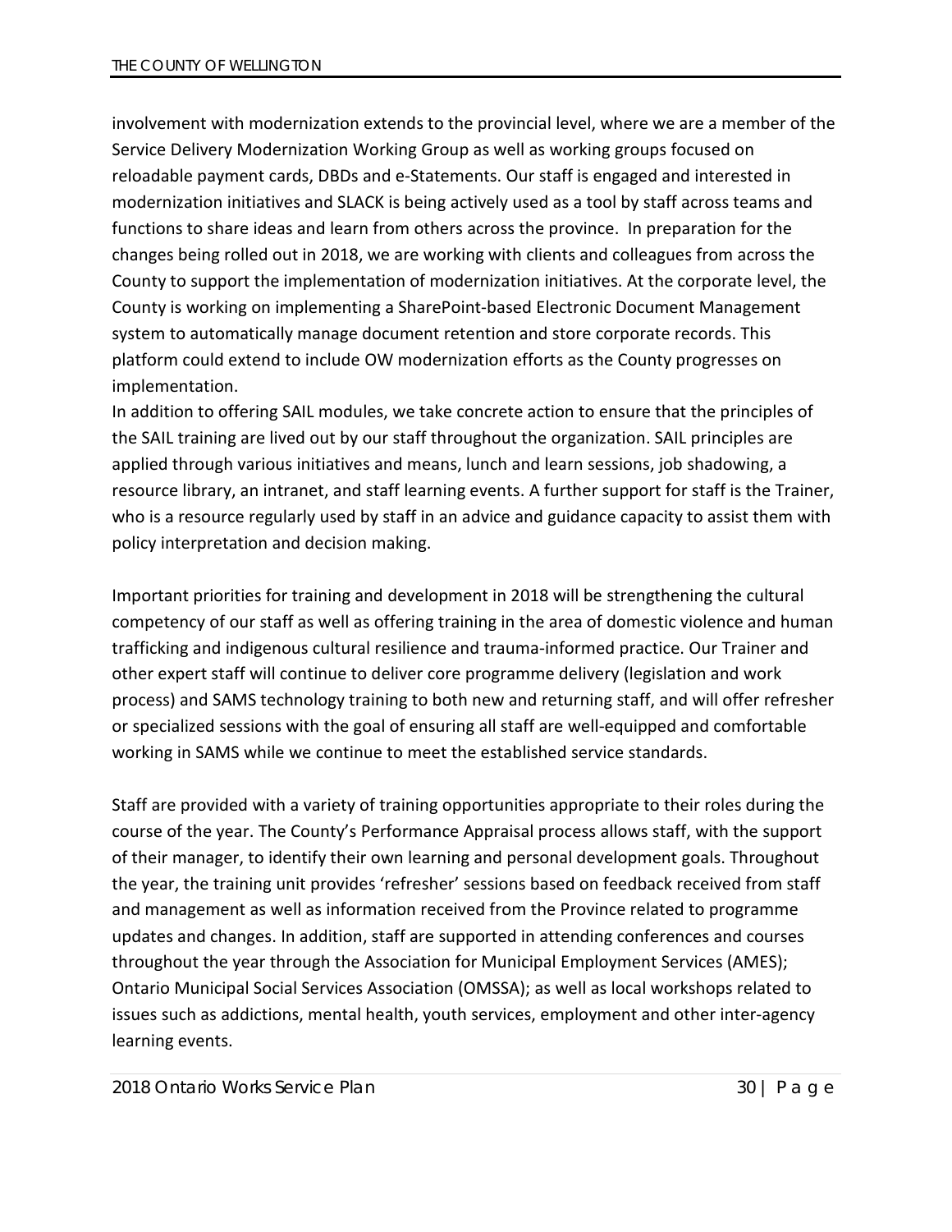involvement with modernization extends to the provincial level, where we are a member of the Service Delivery Modernization Working Group as well as working groups focused on reloadable payment cards, DBDs and e-Statements. Our staff is engaged and interested in modernization initiatives and SLACK is being actively used as a tool by staff across teams and functions to share ideas and learn from others across the province. In preparation for the changes being rolled out in 2018, we are working with clients and colleagues from across the County to support the implementation of modernization initiatives. At the corporate level, the County is working on implementing a SharePoint-based Electronic Document Management system to automatically manage document retention and store corporate records. This platform could extend to include OW modernization efforts as the County progresses on implementation.

In addition to offering SAIL modules, we take concrete action to ensure that the principles of the SAIL training are lived out by our staff throughout the organization. SAIL principles are applied through various initiatives and means, lunch and learn sessions, job shadowing, a resource library, an intranet, and staff learning events. A further support for staff is the Trainer, who is a resource regularly used by staff in an advice and guidance capacity to assist them with policy interpretation and decision making.

Important priorities for training and development in 2018 will be strengthening the cultural competency of our staff as well as offering training in the area of domestic violence and human trafficking and indigenous cultural resilience and trauma-informed practice. Our Trainer and other expert staff will continue to deliver core programme delivery (legislation and work process) and SAMS technology training to both new and returning staff, and will offer refresher or specialized sessions with the goal of ensuring all staff are well-equipped and comfortable working in SAMS while we continue to meet the established service standards.

Staff are provided with a variety of training opportunities appropriate to their roles during the course of the year. The County's Performance Appraisal process allows staff, with the support of their manager, to identify their own learning and personal development goals. Throughout the year, the training unit provides 'refresher' sessions based on feedback received from staff and management as well as information received from the Province related to programme updates and changes. In addition, staff are supported in attending conferences and courses throughout the year through the Association for Municipal Employment Services (AMES); Ontario Municipal Social Services Association (OMSSA); as well as local workshops related to issues such as addictions, mental health, youth services, employment and other inter-agency learning events.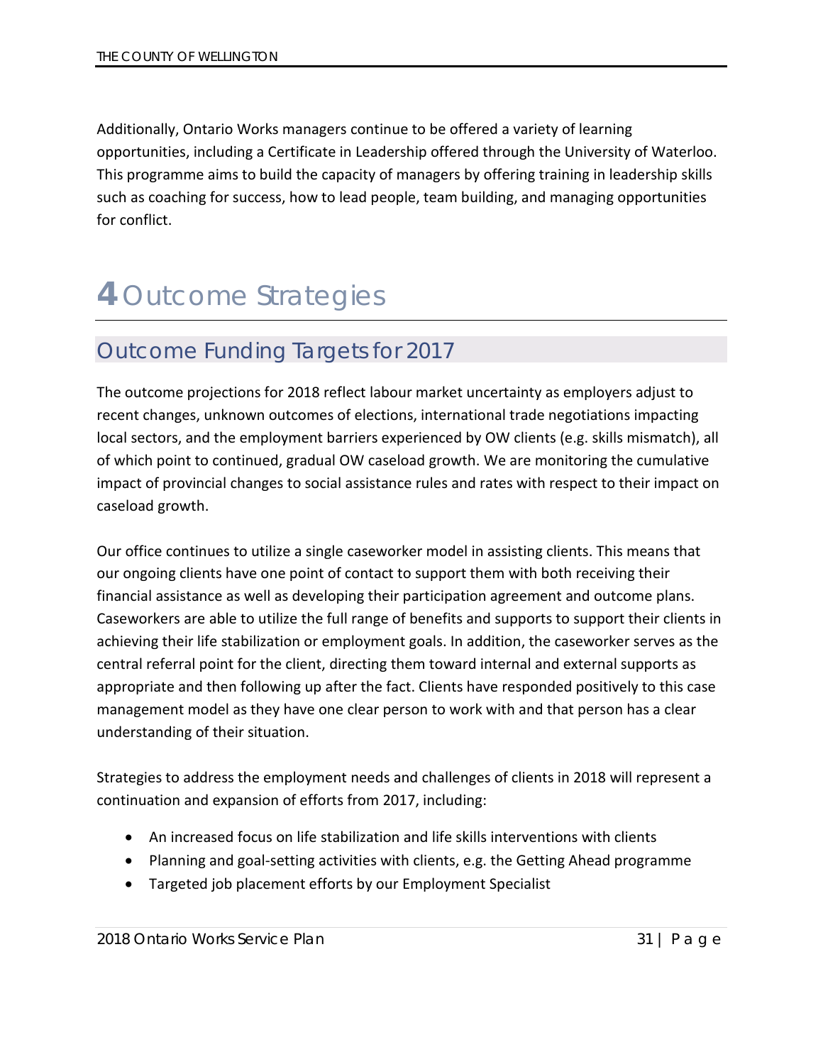Additionally, Ontario Works managers continue to be offered a variety of learning opportunities, including a Certificate in Leadership offered through the University of Waterloo. This programme aims to build the capacity of managers by offering training in leadership skills such as coaching for success, how to lead people, team building, and managing opportunities for conflict.

# 4 Outcome Strategies

## Outcome Funding Targets for 2017

The outcome projections for 2018 reflect labour market uncertainty as employers adjust to recent changes, unknown outcomes of elections, international trade negotiations impacting local sectors, and the employment barriers experienced by OW clients (e.g. skills mismatch), all of which point to continued, gradual OW caseload growth. We are monitoring the cumulative impact of provincial changes to social assistance rules and rates with respect to their impact on caseload growth.

Our office continues to utilize a single caseworker model in assisting clients. This means that our ongoing clients have one point of contact to support them with both receiving their financial assistance as well as developing their participation agreement and outcome plans. Caseworkers are able to utilize the full range of benefits and supports to support their clients in achieving their life stabilization or employment goals. In addition, the caseworker serves as the central referral point for the client, directing them toward internal and external supports as appropriate and then following up after the fact. Clients have responded positively to this case management model as they have one clear person to work with and that person has a clear understanding of their situation.

Strategies to address the employment needs and challenges of clients in 2018 will represent a continuation and expansion of efforts from 2017, including:

- An increased focus on life stabilization and life skills interventions with clients
- Planning and goal-setting activities with clients, e.g. the Getting Ahead programme
- Targeted job placement efforts by our Employment Specialist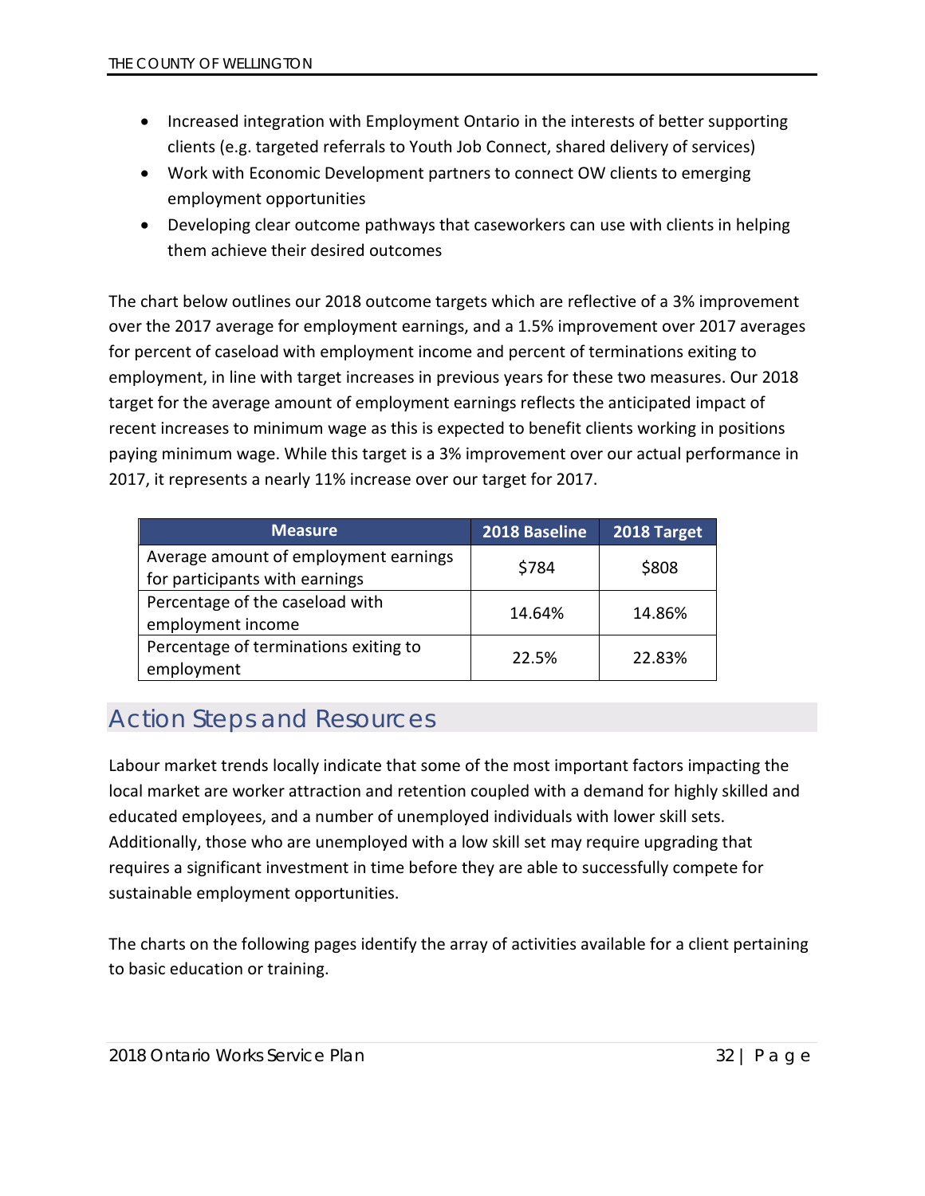- Increased integration with Employment Ontario in the interests of better supporting clients (e.g. targeted referrals to Youth Job Connect, shared delivery of services)
- Work with Economic Development partners to connect OW clients to emerging employment opportunities
- Developing clear outcome pathways that caseworkers can use with clients in helping them achieve their desired outcomes

The chart below outlines our 2018 outcome targets which are reflective of a 3% improvement over the 2017 average for employment earnings, and a 1.5% improvement over 2017 averages for percent of caseload with employment income and percent of terminations exiting to employment, in line with target increases in previous years for these two measures. Our 2018 target for the average amount of employment earnings reflects the anticipated impact of recent increases to minimum wage as this is expected to benefit clients working in positions paying minimum wage. While this target is a 3% improvement over our actual performance in 2017, it represents a nearly 11% increase over our target for 2017.

| Measure | 2018 Baseline | 2018 Target |
|---|---|---|
| Average amount of employment earnings for participants with earnings | $784 | $808 |
| Percentage of the caseload with employment income | 14.64% | 14.86% |
| Percentage of terminations exiting to employment | 22.5% | 22.83% |

## Action Steps and Resources

Labour market trends locally indicate that some of the most important factors impacting the local market are worker attraction and retention coupled with a demand for highly skilled and educated employees, and a number of unemployed individuals with lower skill sets. Additionally, those who are unemployed with a low skill set may require upgrading that requires a significant investment in time before they are able to successfully compete for sustainable employment opportunities.

The charts on the following pages identify the array of activities available for a client pertaining to basic education or training.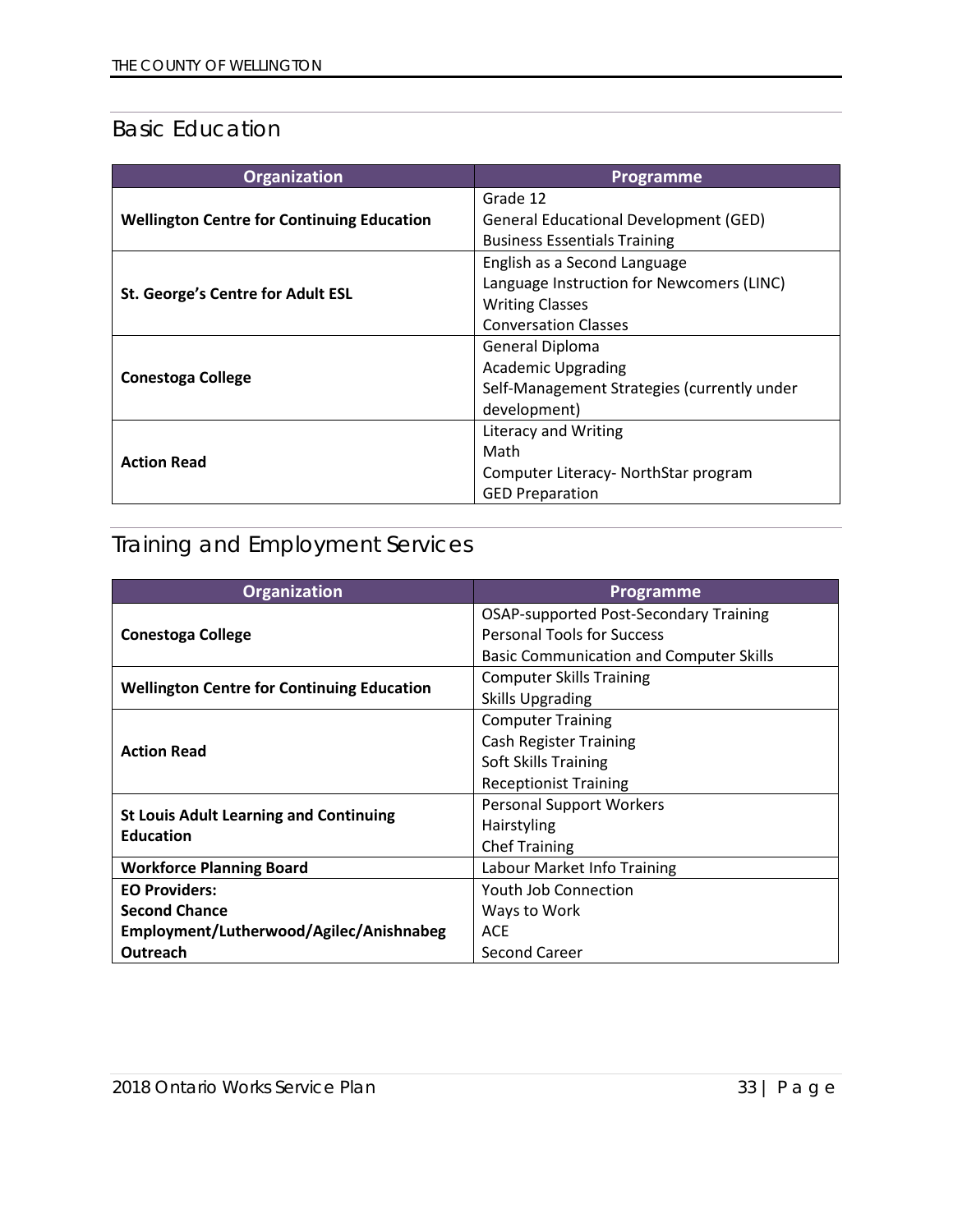## Basic Education

| Organization | Programme |
| --- | --- |
| **Wellington Centre for Continuing Education** | Grade 12<br>General Educational Development (GED)<br>Business Essentials Training |
| **St. George's Centre for Adult ESL** | English as a Second Language<br>Language Instruction for Newcomers (LINC)<br>Writing Classes<br>Conversation Classes |
| **Conestoga College** | General Diploma<br>Academic Upgrading<br>Self-Management Strategies (currently under development) |
| **Action Read** | Literacy and Writing<br>Math<br>Computer Literacy- NorthStar program<br>GED Preparation |

## Training and Employment Services

| Organization | Programme |
| --- | --- |
| **Conestoga College** | OSAP-supported Post-Secondary Training<br>Personal Tools for Success<br>Basic Communication and Computer Skills |
| **Wellington Centre for Continuing Education** | Computer Skills Training<br>Skills Upgrading |
| **Action Read** | Computer Training<br>Cash Register Training<br>Soft Skills Training<br>Receptionist Training |
| **St Louis Adult Learning and Continuing Education** | Personal Support Workers<br>Hairstyling<br>Chef Training |
| **Workforce Planning Board** | Labour Market Info Training |
| **EO Providers:**<br>**Second Chance Employment/Lutherwood/Agilec/Anishnabeg Outreach** | Youth Job Connection<br>Ways to Work<br>ACE<br>Second Career |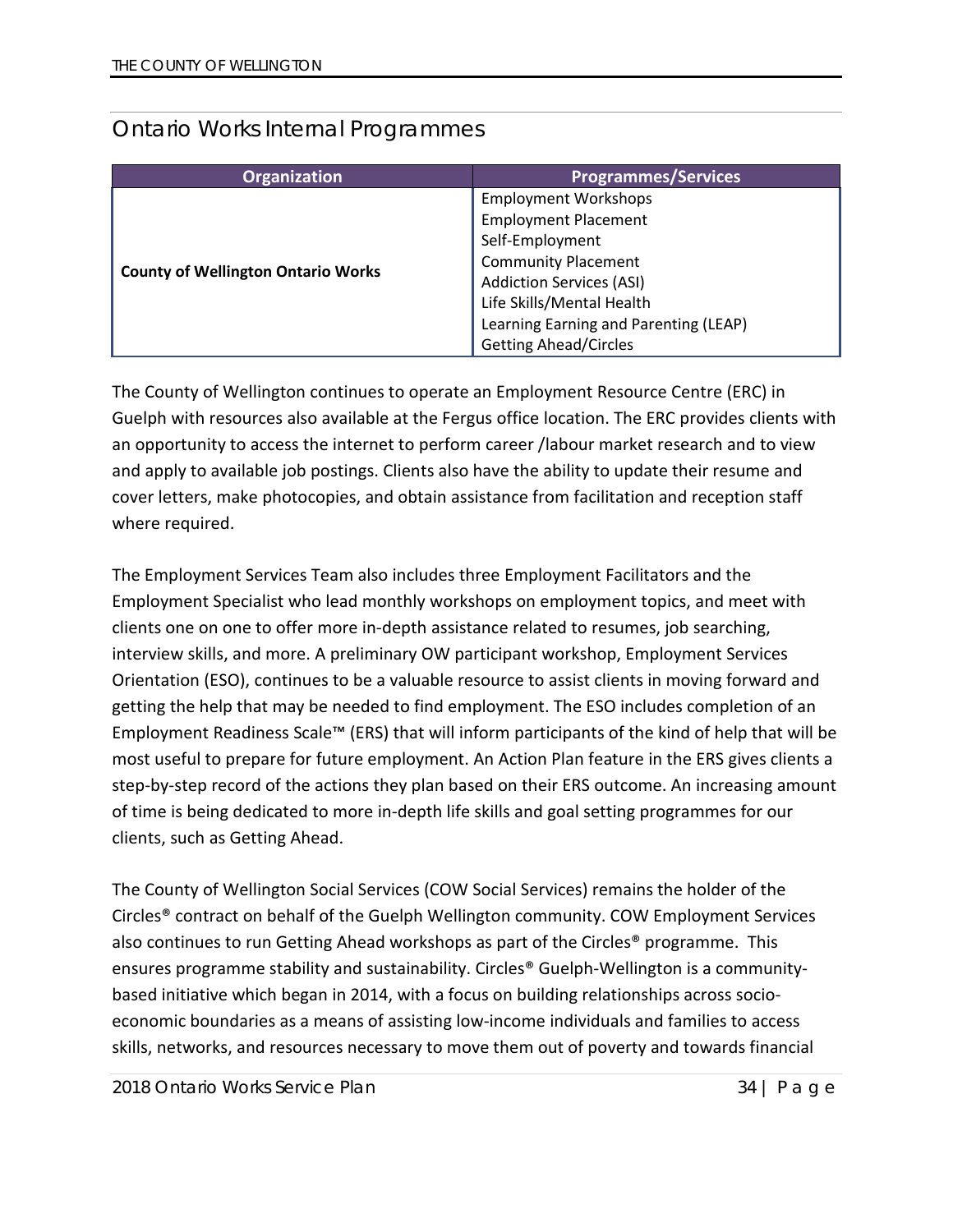## Ontario Works Internal Programmes

| Organization | Programmes/Services |
| --- | --- |
| **County of Wellington Ontario Works** | Employment Workshops<br>Employment Placement<br>Self-Employment<br>Community Placement<br>Addiction Services (ASI)<br>Life Skills/Mental Health<br>Learning Earning and Parenting (LEAP)<br>Getting Ahead/Circles |

The County of Wellington continues to operate an Employment Resource Centre (ERC) in Guelph with resources also available at the Fergus office location. The ERC provides clients with an opportunity to access the internet to perform career /labour market research and to view and apply to available job postings. Clients also have the ability to update their resume and cover letters, make photocopies, and obtain assistance from facilitation and reception staff where required.

The Employment Services Team also includes three Employment Facilitators and the Employment Specialist who lead monthly workshops on employment topics, and meet with clients one on one to offer more in-depth assistance related to resumes, job searching, interview skills, and more. A preliminary OW participant workshop, Employment Services Orientation (ESO), continues to be a valuable resource to assist clients in moving forward and getting the help that may be needed to find employment. The ESO includes completion of an Employment Readiness Scale™ (ERS) that will inform participants of the kind of help that will be most useful to prepare for future employment. An Action Plan feature in the ERS gives clients a step-by-step record of the actions they plan based on their ERS outcome. An increasing amount of time is being dedicated to more in-depth life skills and goal setting programmes for our clients, such as Getting Ahead.

The County of Wellington Social Services (COW Social Services) remains the holder of the Circles® contract on behalf of the Guelph Wellington community. COW Employment Services also continues to run Getting Ahead workshops as part of the Circles® programme. This ensures programme stability and sustainability. Circles® Guelph-Wellington is a community-based initiative which began in 2014, with a focus on building relationships across socio-economic boundaries as a means of assisting low-income individuals and families to access skills, networks, and resources necessary to move them out of poverty and towards financial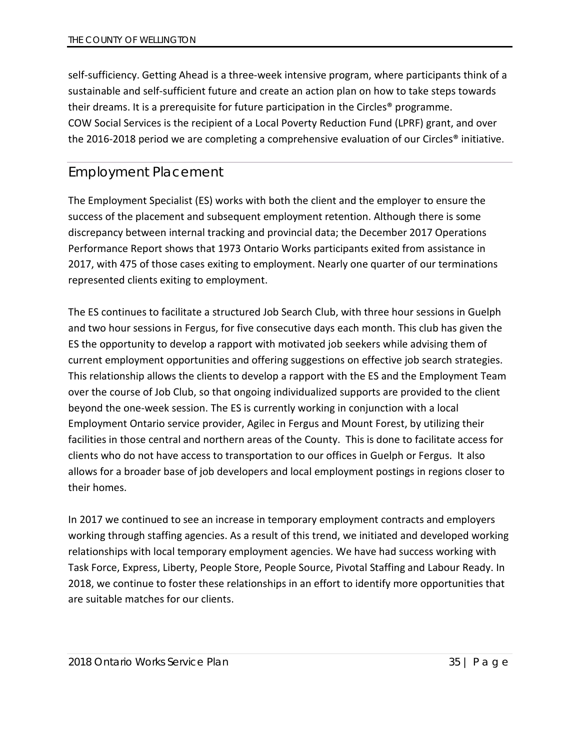self-sufficiency. Getting Ahead is a three-week intensive program, where participants think of a sustainable and self-sufficient future and create an action plan on how to take steps towards their dreams. It is a prerequisite for future participation in the Circles® programme. COW Social Services is the recipient of a Local Poverty Reduction Fund (LPRF) grant, and over the 2016-2018 period we are completing a comprehensive evaluation of our Circles® initiative.

## Employment Placement

The Employment Specialist (ES) works with both the client and the employer to ensure the success of the placement and subsequent employment retention. Although there is some discrepancy between internal tracking and provincial data; the December 2017 Operations Performance Report shows that 1973 Ontario Works participants exited from assistance in 2017, with 475 of those cases exiting to employment. Nearly one quarter of our terminations represented clients exiting to employment.

The ES continues to facilitate a structured Job Search Club, with three hour sessions in Guelph and two hour sessions in Fergus, for five consecutive days each month. This club has given the ES the opportunity to develop a rapport with motivated job seekers while advising them of current employment opportunities and offering suggestions on effective job search strategies. This relationship allows the clients to develop a rapport with the ES and the Employment Team over the course of Job Club, so that ongoing individualized supports are provided to the client beyond the one-week session. The ES is currently working in conjunction with a local Employment Ontario service provider, Agilec in Fergus and Mount Forest, by utilizing their facilities in those central and northern areas of the County. This is done to facilitate access for clients who do not have access to transportation to our offices in Guelph or Fergus. It also allows for a broader base of job developers and local employment postings in regions closer to their homes.

In 2017 we continued to see an increase in temporary employment contracts and employers working through staffing agencies. As a result of this trend, we initiated and developed working relationships with local temporary employment agencies. We have had success working with Task Force, Express, Liberty, People Store, People Source, Pivotal Staffing and Labour Ready. In 2018, we continue to foster these relationships in an effort to identify more opportunities that are suitable matches for our clients.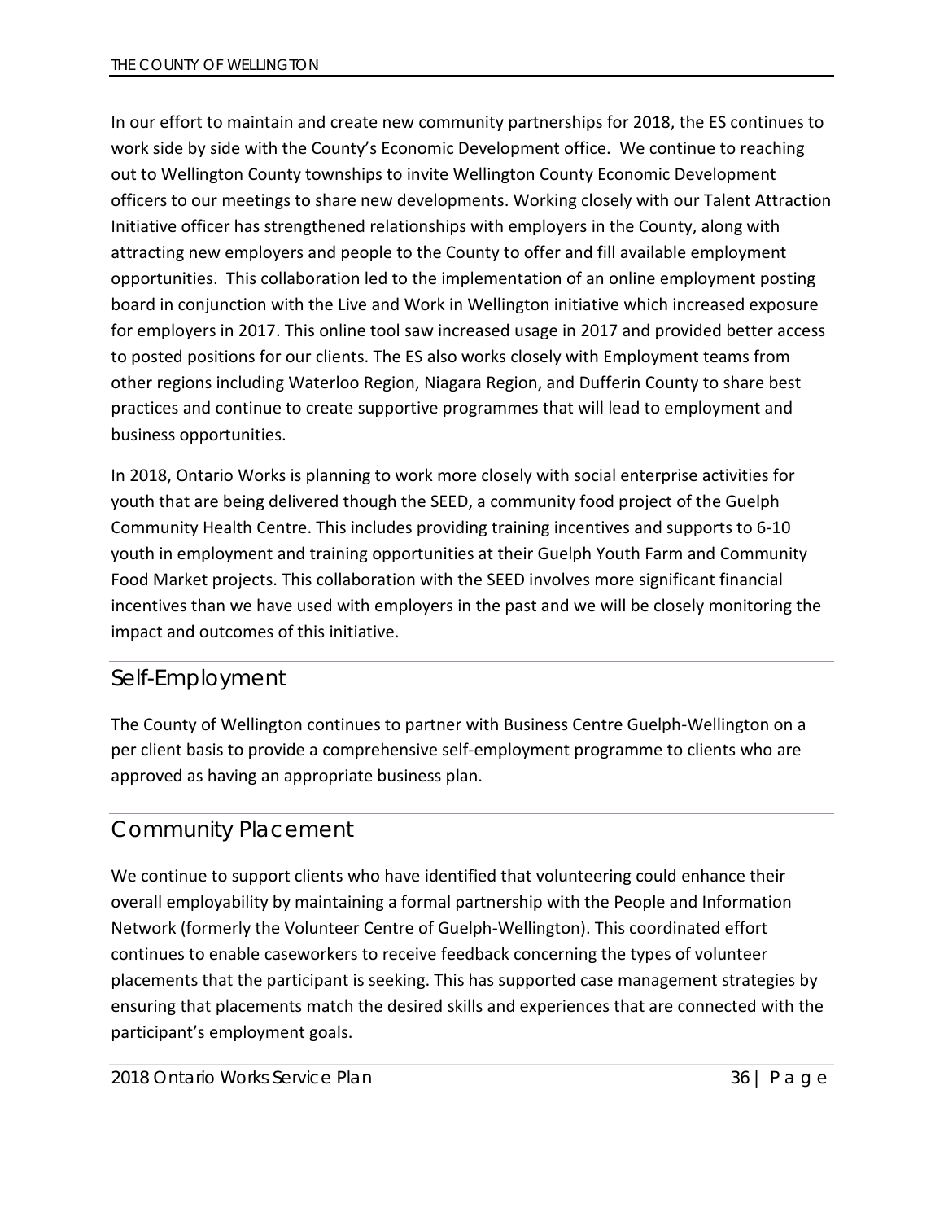In our effort to maintain and create new community partnerships for 2018, the ES continues to work side by side with the County's Economic Development office. We continue to reaching out to Wellington County townships to invite Wellington County Economic Development officers to our meetings to share new developments. Working closely with our Talent Attraction Initiative officer has strengthened relationships with employers in the County, along with attracting new employers and people to the County to offer and fill available employment opportunities. This collaboration led to the implementation of an online employment posting board in conjunction with the Live and Work in Wellington initiative which increased exposure for employers in 2017. This online tool saw increased usage in 2017 and provided better access to posted positions for our clients. The ES also works closely with Employment teams from other regions including Waterloo Region, Niagara Region, and Dufferin County to share best practices and continue to create supportive programmes that will lead to employment and business opportunities.

In 2018, Ontario Works is planning to work more closely with social enterprise activities for youth that are being delivered though the SEED, a community food project of the Guelph Community Health Centre. This includes providing training incentives and supports to 6-10 youth in employment and training opportunities at their Guelph Youth Farm and Community Food Market projects. This collaboration with the SEED involves more significant financial incentives than we have used with employers in the past and we will be closely monitoring the impact and outcomes of this initiative.

## Self-Employment

The County of Wellington continues to partner with Business Centre Guelph-Wellington on a per client basis to provide a comprehensive self-employment programme to clients who are approved as having an appropriate business plan.

## Community Placement

We continue to support clients who have identified that volunteering could enhance their overall employability by maintaining a formal partnership with the People and Information Network (formerly the Volunteer Centre of Guelph-Wellington). This coordinated effort continues to enable caseworkers to receive feedback concerning the types of volunteer placements that the participant is seeking. This has supported case management strategies by ensuring that placements match the desired skills and experiences that are connected with the participant's employment goals.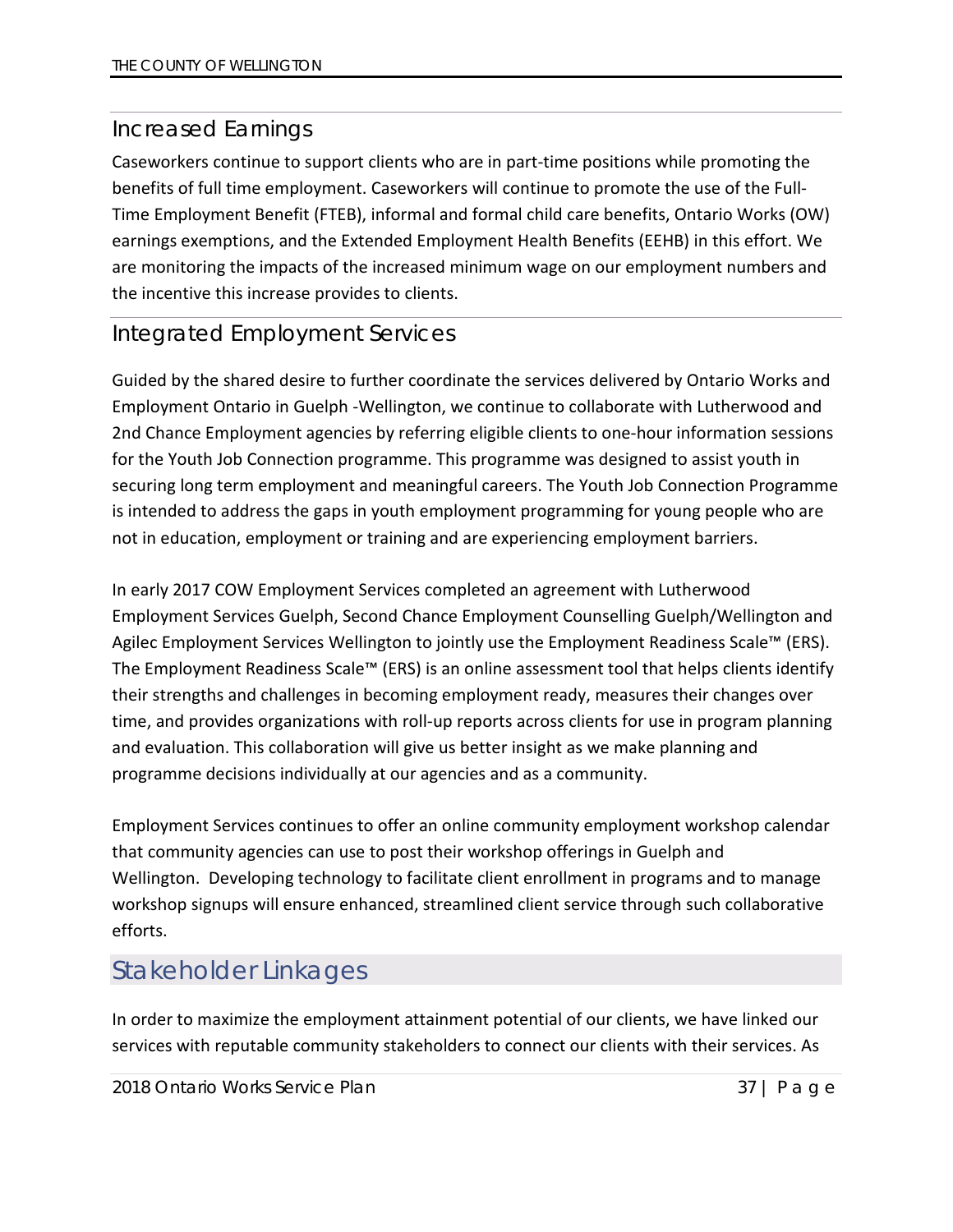## Increased Earnings

Caseworkers continue to support clients who are in part-time positions while promoting the benefits of full time employment. Caseworkers will continue to promote the use of the Full-Time Employment Benefit (FTEB), informal and formal child care benefits, Ontario Works (OW) earnings exemptions, and the Extended Employment Health Benefits (EEHB) in this effort. We are monitoring the impacts of the increased minimum wage on our employment numbers and the incentive this increase provides to clients.

## Integrated Employment Services

Guided by the shared desire to further coordinate the services delivered by Ontario Works and Employment Ontario in Guelph -Wellington, we continue to collaborate with Lutherwood and 2nd Chance Employment agencies by referring eligible clients to one-hour information sessions for the Youth Job Connection programme. This programme was designed to assist youth in securing long term employment and meaningful careers. The Youth Job Connection Programme is intended to address the gaps in youth employment programming for young people who are not in education, employment or training and are experiencing employment barriers.

In early 2017 COW Employment Services completed an agreement with Lutherwood Employment Services Guelph, Second Chance Employment Counselling Guelph/Wellington and Agilec Employment Services Wellington to jointly use the Employment Readiness Scale™ (ERS). The Employment Readiness Scale™ (ERS) is an online assessment tool that helps clients identify their strengths and challenges in becoming employment ready, measures their changes over time, and provides organizations with roll-up reports across clients for use in program planning and evaluation. This collaboration will give us better insight as we make planning and programme decisions individually at our agencies and as a community.

Employment Services continues to offer an online community employment workshop calendar that community agencies can use to post their workshop offerings in Guelph and Wellington. Developing technology to facilitate client enrollment in programs and to manage workshop signups will ensure enhanced, streamlined client service through such collaborative efforts.

# Stakeholder Linkages

In order to maximize the employment attainment potential of our clients, we have linked our services with reputable community stakeholders to connect our clients with their services. As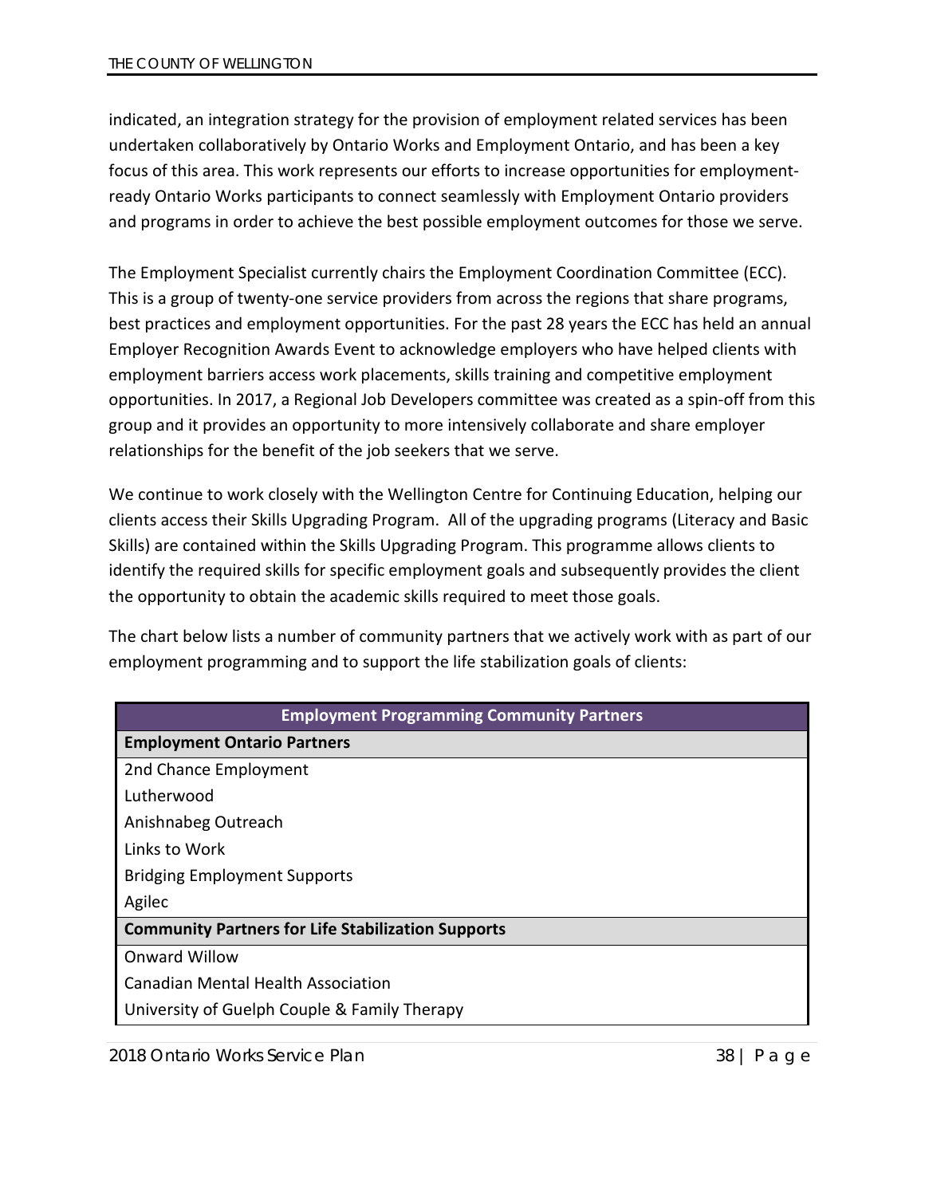indicated, an integration strategy for the provision of employment related services has been undertaken collaboratively by Ontario Works and Employment Ontario, and has been a key focus of this area. This work represents our efforts to increase opportunities for employment-ready Ontario Works participants to connect seamlessly with Employment Ontario providers and programs in order to achieve the best possible employment outcomes for those we serve.

The Employment Specialist currently chairs the Employment Coordination Committee (ECC). This is a group of twenty-one service providers from across the regions that share programs, best practices and employment opportunities. For the past 28 years the ECC has held an annual Employer Recognition Awards Event to acknowledge employers who have helped clients with employment barriers access work placements, skills training and competitive employment opportunities. In 2017, a Regional Job Developers committee was created as a spin-off from this group and it provides an opportunity to more intensively collaborate and share employer relationships for the benefit of the job seekers that we serve.

We continue to work closely with the Wellington Centre for Continuing Education, helping our clients access their Skills Upgrading Program. All of the upgrading programs (Literacy and Basic Skills) are contained within the Skills Upgrading Program. This programme allows clients to identify the required skills for specific employment goals and subsequently provides the client the opportunity to obtain the academic skills required to meet those goals.

The chart below lists a number of community partners that we actively work with as part of our employment programming and to support the life stabilization goals of clients:

| Employment Programming Community Partners |
|---|
| **Employment Ontario Partners** |
| 2nd Chance Employment |
| Lutherwood |
| Anishnabeg Outreach |
| Links to Work |
| Bridging Employment Supports |
| Agilec |
| **Community Partners for Life Stabilization Supports** |
| Onward Willow |
| Canadian Mental Health Association |
| University of Guelph Couple & Family Therapy |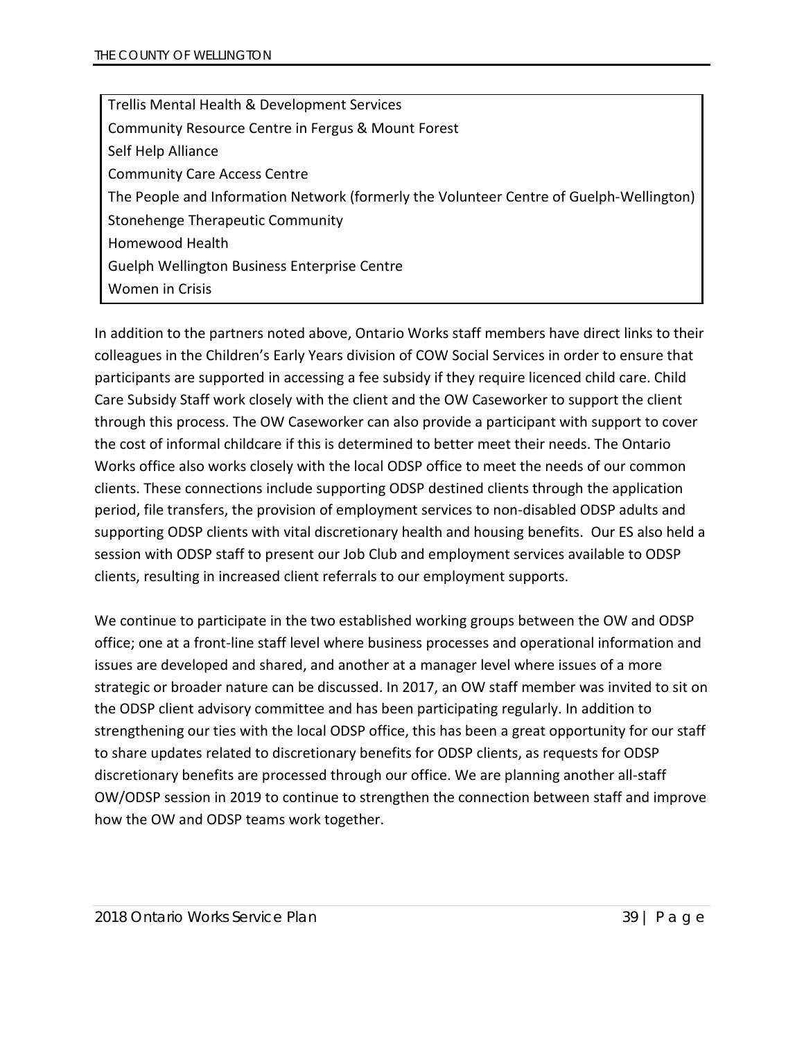| |
|---|
| Trellis Mental Health & Development Services |
| Community Resource Centre in Fergus & Mount Forest |
| Self Help Alliance |
| Community Care Access Centre |
| The People and Information Network (formerly the Volunteer Centre of Guelph-Wellington) |
| Stonehenge Therapeutic Community |
| Homewood Health |
| Guelph Wellington Business Enterprise Centre |
| Women in Crisis |

In addition to the partners noted above, Ontario Works staff members have direct links to their colleagues in the Children's Early Years division of COW Social Services in order to ensure that participants are supported in accessing a fee subsidy if they require licenced child care. Child Care Subsidy Staff work closely with the client and the OW Caseworker to support the client through this process. The OW Caseworker can also provide a participant with support to cover the cost of informal childcare if this is determined to better meet their needs. The Ontario Works office also works closely with the local ODSP office to meet the needs of our common clients. These connections include supporting ODSP destined clients through the application period, file transfers, the provision of employment services to non-disabled ODSP adults and supporting ODSP clients with vital discretionary health and housing benefits. Our ES also held a session with ODSP staff to present our Job Club and employment services available to ODSP clients, resulting in increased client referrals to our employment supports.

We continue to participate in the two established working groups between the OW and ODSP office; one at a front-line staff level where business processes and operational information and issues are developed and shared, and another at a manager level where issues of a more strategic or broader nature can be discussed. In 2017, an OW staff member was invited to sit on the ODSP client advisory committee and has been participating regularly. In addition to strengthening our ties with the local ODSP office, this has been a great opportunity for our staff to share updates related to discretionary benefits for ODSP clients, as requests for ODSP discretionary benefits are processed through our office. We are planning another all-staff OW/ODSP session in 2019 to continue to strengthen the connection between staff and improve how the OW and ODSP teams work together.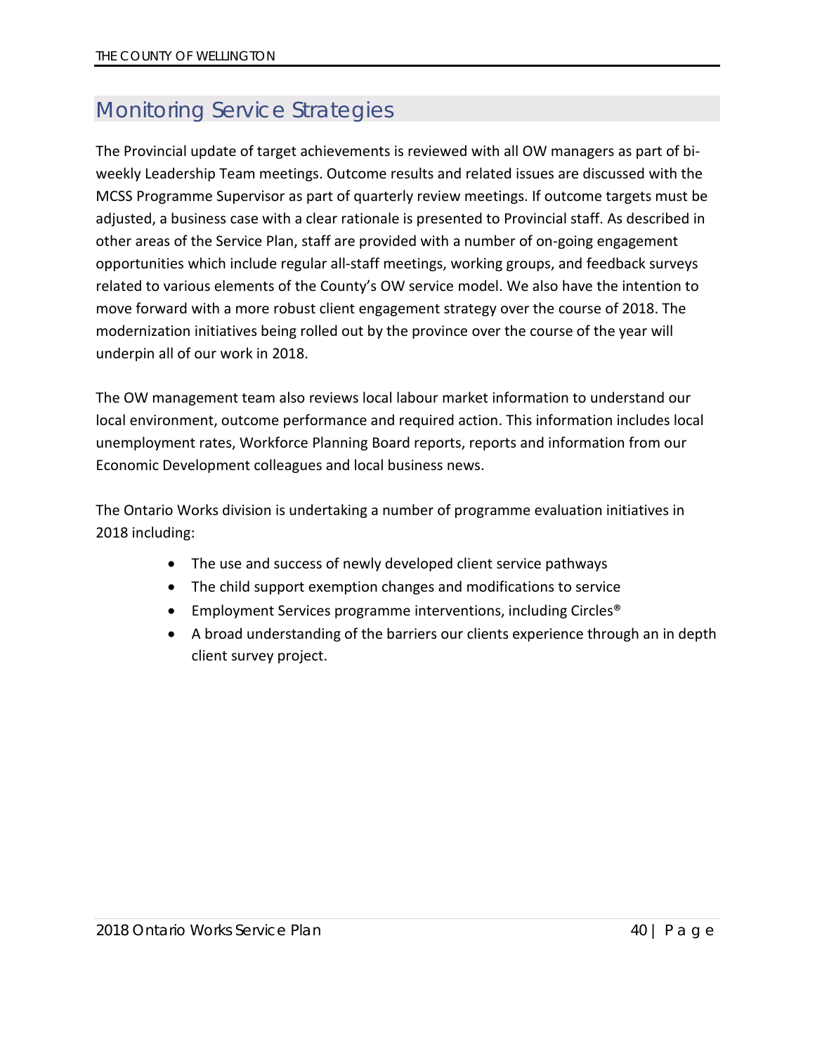# Monitoring Service Strategies

The Provincial update of target achievements is reviewed with all OW managers as part of bi-weekly Leadership Team meetings. Outcome results and related issues are discussed with the MCSS Programme Supervisor as part of quarterly review meetings. If outcome targets must be adjusted, a business case with a clear rationale is presented to Provincial staff. As described in other areas of the Service Plan, staff are provided with a number of on-going engagement opportunities which include regular all-staff meetings, working groups, and feedback surveys related to various elements of the County's OW service model. We also have the intention to move forward with a more robust client engagement strategy over the course of 2018. The modernization initiatives being rolled out by the province over the course of the year will underpin all of our work in 2018.

The OW management team also reviews local labour market information to understand our local environment, outcome performance and required action. This information includes local unemployment rates, Workforce Planning Board reports, reports and information from our Economic Development colleagues and local business news.

The Ontario Works division is undertaking a number of programme evaluation initiatives in 2018 including:

- The use and success of newly developed client service pathways
- The child support exemption changes and modifications to service
- Employment Services programme interventions, including Circles®
- A broad understanding of the barriers our clients experience through an in depth client survey project.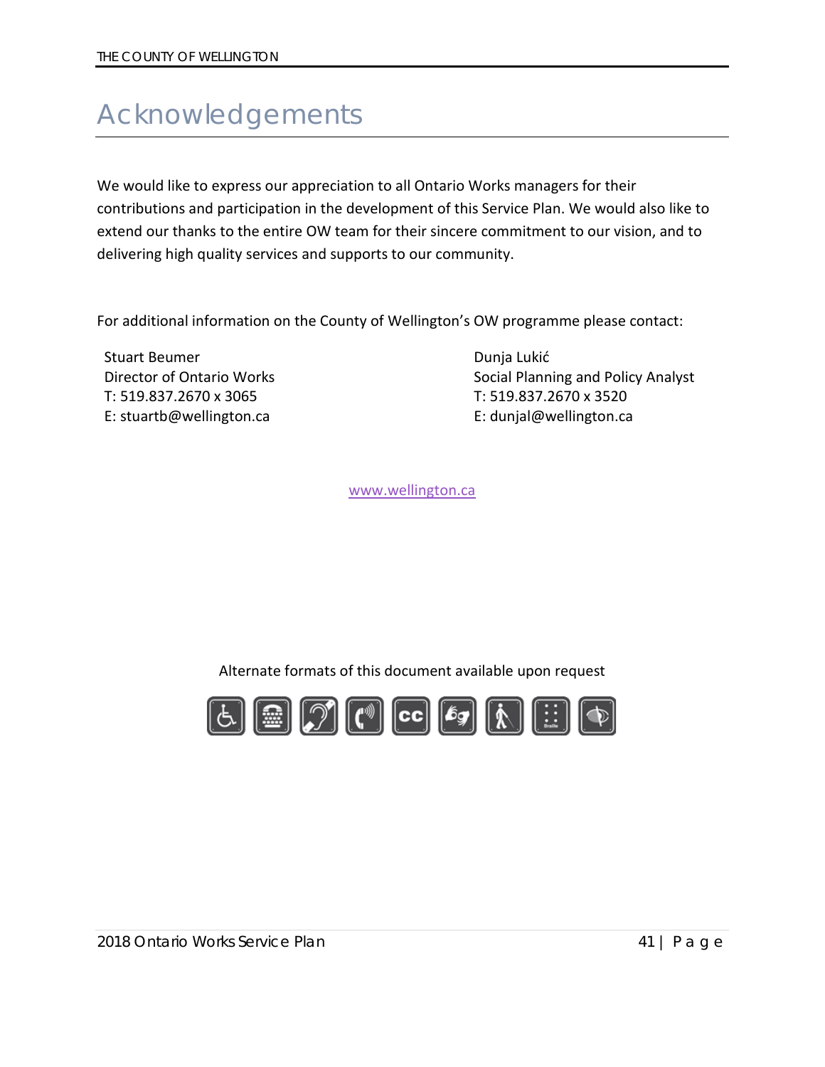# Acknowledgements

We would like to express our appreciation to all Ontario Works managers for their contributions and participation in the development of this Service Plan. We would also like to extend our thanks to the entire OW team for their sincere commitment to our vision, and to delivering high quality services and supports to our community.

For additional information on the County of Wellington's OW programme please contact:

Stuart Beumer
Director of Ontario Works
T: 519.837.2670 x 3065
E: stuartb@wellington.ca

Dunja Lukić
Social Planning and Policy Analyst
T: 519.837.2670 x 3520
E: dunjal@wellington.ca

www.wellington.ca

Alternate formats of this document available upon request